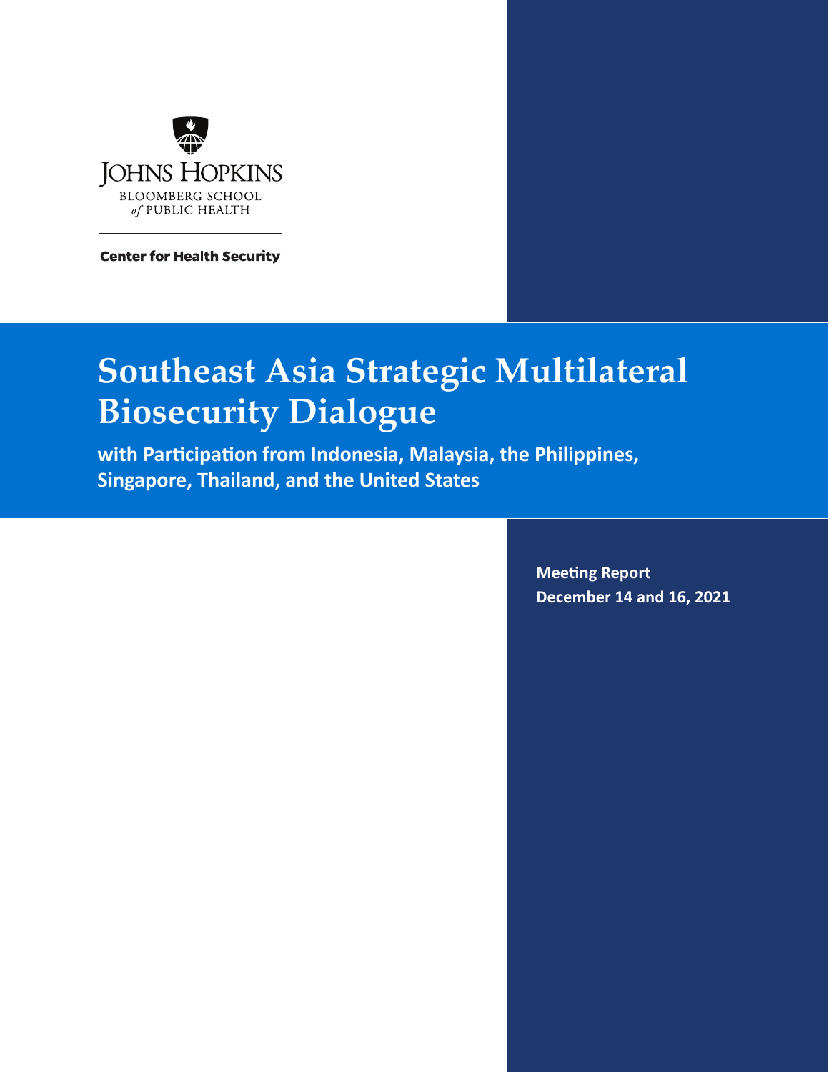JOHNS HOPKINS
BLOOMBERG SCHOOL
*of* PUBLIC HEALTH

**Center for Health Security**

# Southeast Asia Strategic Multilateral Biosecurity Dialogue

**with Participation from Indonesia, Malaysia, the Philippines, Singapore, Thailand, and the United States**

**Meeting Report**
**December 14 and 16, 2021**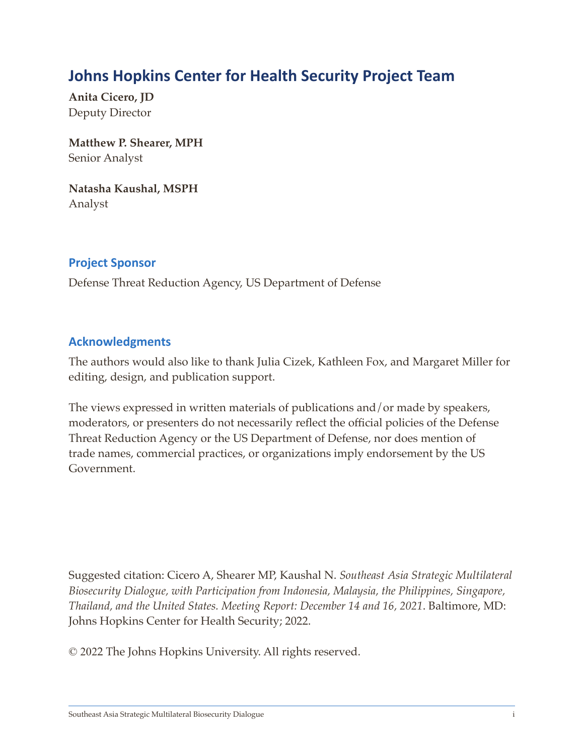# Johns Hopkins Center for Health Security Project Team

**Anita Cicero, JD**
Deputy Director

**Matthew P. Shearer, MPH**
Senior Analyst

**Natasha Kaushal, MSPH**
Analyst

## Project Sponsor

Defense Threat Reduction Agency, US Department of Defense

## Acknowledgments

The authors would also like to thank Julia Cizek, Kathleen Fox, and Margaret Miller for editing, design, and publication support.

The views expressed in written materials of publications and/or made by speakers, moderators, or presenters do not necessarily reflect the official policies of the Defense Threat Reduction Agency or the US Department of Defense, nor does mention of trade names, commercial practices, or organizations imply endorsement by the US Government.

Suggested citation: Cicero A, Shearer MP, Kaushal N. *Southeast Asia Strategic Multilateral Biosecurity Dialogue, with Participation from Indonesia, Malaysia, the Philippines, Singapore, Thailand, and the United States. Meeting Report: December 14 and 16, 2021*. Baltimore, MD: Johns Hopkins Center for Health Security; 2022.

© 2022 The Johns Hopkins University. All rights reserved.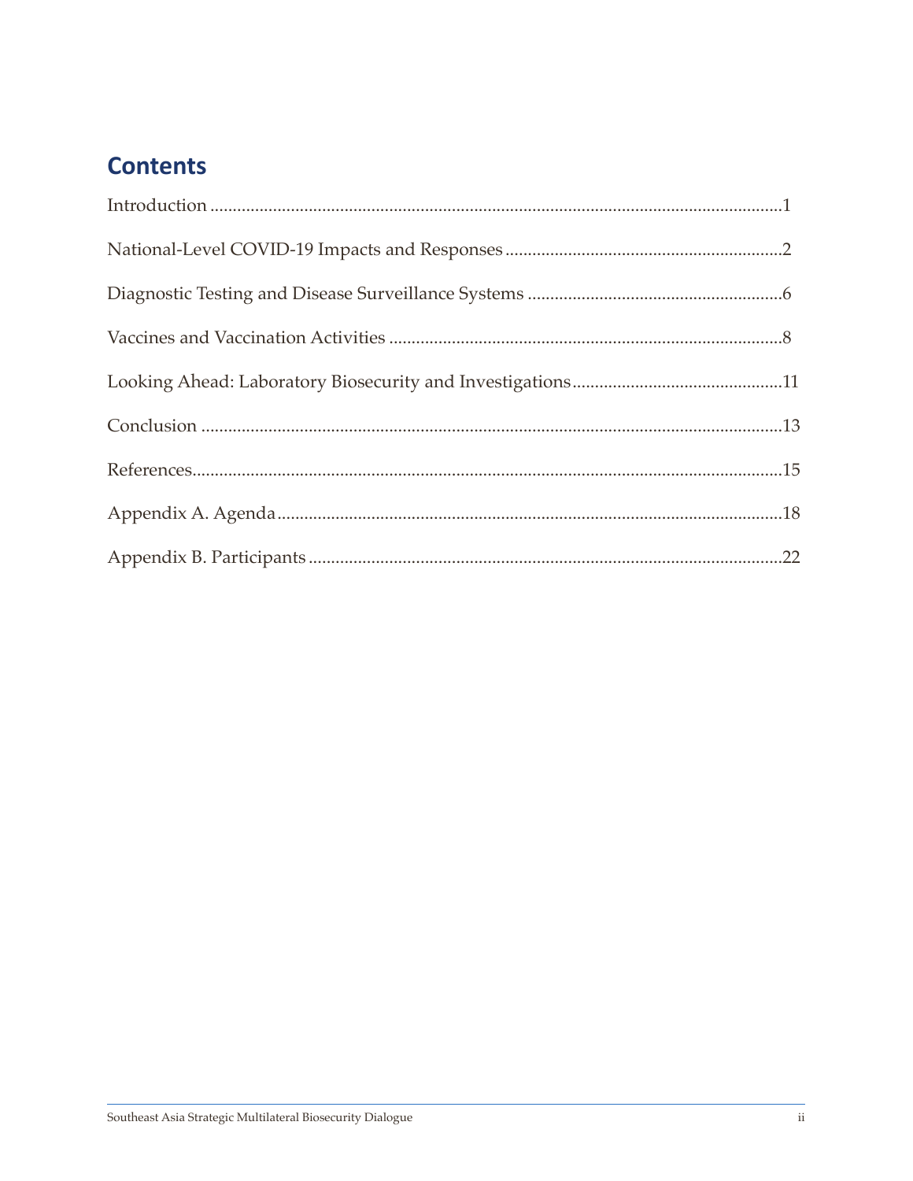## Contents

Introduction ............................................................................................................................1

National-Level COVID-19 Impacts and Responses ............................................................2

Diagnostic Testing and Disease Surveillance Systems ........................................................6

Vaccines and Vaccination Activities ......................................................................................8

Looking Ahead: Laboratory Biosecurity and Investigations...............................................11

Conclusion ...............................................................................................................................13

References.................................................................................................................................15

Appendix A. Agenda...............................................................................................................18

Appendix B. Participants .......................................................................................................22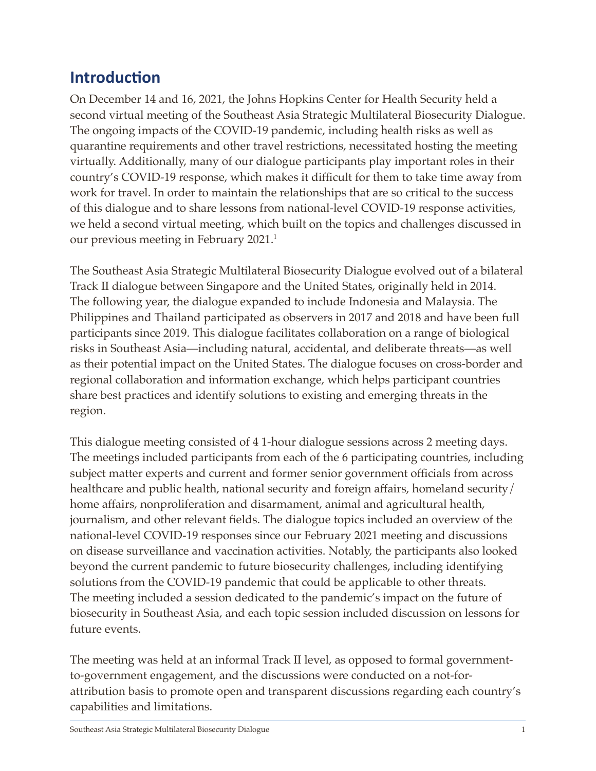## Introduction

On December 14 and 16, 2021, the Johns Hopkins Center for Health Security held a second virtual meeting of the Southeast Asia Strategic Multilateral Biosecurity Dialogue. The ongoing impacts of the COVID-19 pandemic, including health risks as well as quarantine requirements and other travel restrictions, necessitated hosting the meeting virtually. Additionally, many of our dialogue participants play important roles in their country's COVID-19 response, which makes it difficult for them to take time away from work for travel. In order to maintain the relationships that are so critical to the success of this dialogue and to share lessons from national-level COVID-19 response activities, we held a second virtual meeting, which built on the topics and challenges discussed in our previous meeting in February 2021.[1]

The Southeast Asia Strategic Multilateral Biosecurity Dialogue evolved out of a bilateral Track II dialogue between Singapore and the United States, originally held in 2014. The following year, the dialogue expanded to include Indonesia and Malaysia. The Philippines and Thailand participated as observers in 2017 and 2018 and have been full participants since 2019. This dialogue facilitates collaboration on a range of biological risks in Southeast Asia—including natural, accidental, and deliberate threats—as well as their potential impact on the United States. The dialogue focuses on cross-border and regional collaboration and information exchange, which helps participant countries share best practices and identify solutions to existing and emerging threats in the region.

This dialogue meeting consisted of 4 1-hour dialogue sessions across 2 meeting days. The meetings included participants from each of the 6 participating countries, including subject matter experts and current and former senior government officials from across healthcare and public health, national security and foreign affairs, homeland security/home affairs, nonproliferation and disarmament, animal and agricultural health, journalism, and other relevant fields. The dialogue topics included an overview of the national-level COVID-19 responses since our February 2021 meeting and discussions on disease surveillance and vaccination activities. Notably, the participants also looked beyond the current pandemic to future biosecurity challenges, including identifying solutions from the COVID-19 pandemic that could be applicable to other threats. The meeting included a session dedicated to the pandemic's impact on the future of biosecurity in Southeast Asia, and each topic session included discussion on lessons for future events.

The meeting was held at an informal Track II level, as opposed to formal government-to-government engagement, and the discussions were conducted on a not-for-attribution basis to promote open and transparent discussions regarding each country's capabilities and limitations.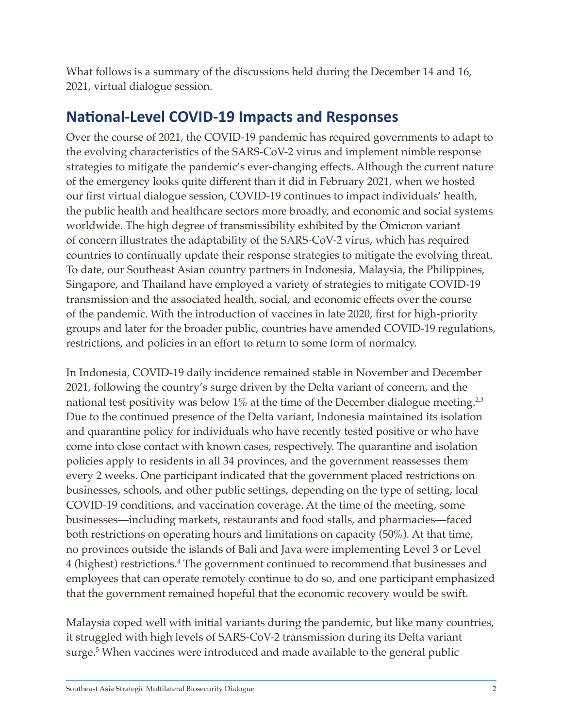What follows is a summary of the discussions held during the December 14 and 16, 2021, virtual dialogue session.

## National-Level COVID-19 Impacts and Responses

Over the course of 2021, the COVID-19 pandemic has required governments to adapt to the evolving characteristics of the SARS-CoV-2 virus and implement nimble response strategies to mitigate the pandemic's ever-changing effects. Although the current nature of the emergency looks quite different than it did in February 2021, when we hosted our first virtual dialogue session, COVID-19 continues to impact individuals' health, the public health and healthcare sectors more broadly, and economic and social systems worldwide. The high degree of transmissibility exhibited by the Omicron variant of concern illustrates the adaptability of the SARS-CoV-2 virus, which has required countries to continually update their response strategies to mitigate the evolving threat. To date, our Southeast Asian country partners in Indonesia, Malaysia, the Philippines, Singapore, and Thailand have employed a variety of strategies to mitigate COVID-19 transmission and the associated health, social, and economic effects over the course of the pandemic. With the introduction of vaccines in late 2020, first for high-priority groups and later for the broader public, countries have amended COVID-19 regulations, restrictions, and policies in an effort to return to some form of normalcy.

In Indonesia, COVID-19 daily incidence remained stable in November and December 2021, following the country's surge driven by the Delta variant of concern, and the national test positivity was below 1% at the time of the December dialogue meeting.[2,3] Due to the continued presence of the Delta variant, Indonesia maintained its isolation and quarantine policy for individuals who have recently tested positive or who have come into close contact with known cases, respectively. The quarantine and isolation policies apply to residents in all 34 provinces, and the government reassesses them every 2 weeks. One participant indicated that the government placed restrictions on businesses, schools, and other public settings, depending on the type of setting, local COVID-19 conditions, and vaccination coverage. At the time of the meeting, some businesses—including markets, restaurants and food stalls, and pharmacies—faced both restrictions on operating hours and limitations on capacity (50%). At that time, no provinces outside the islands of Bali and Java were implementing Level 3 or Level 4 (highest) restrictions.[4] The government continued to recommend that businesses and employees that can operate remotely continue to do so, and one participant emphasized that the government remained hopeful that the economic recovery would be swift.

Malaysia coped well with initial variants during the pandemic, but like many countries, it struggled with high levels of SARS-CoV-2 transmission during its Delta variant surge.[5] When vaccines were introduced and made available to the general public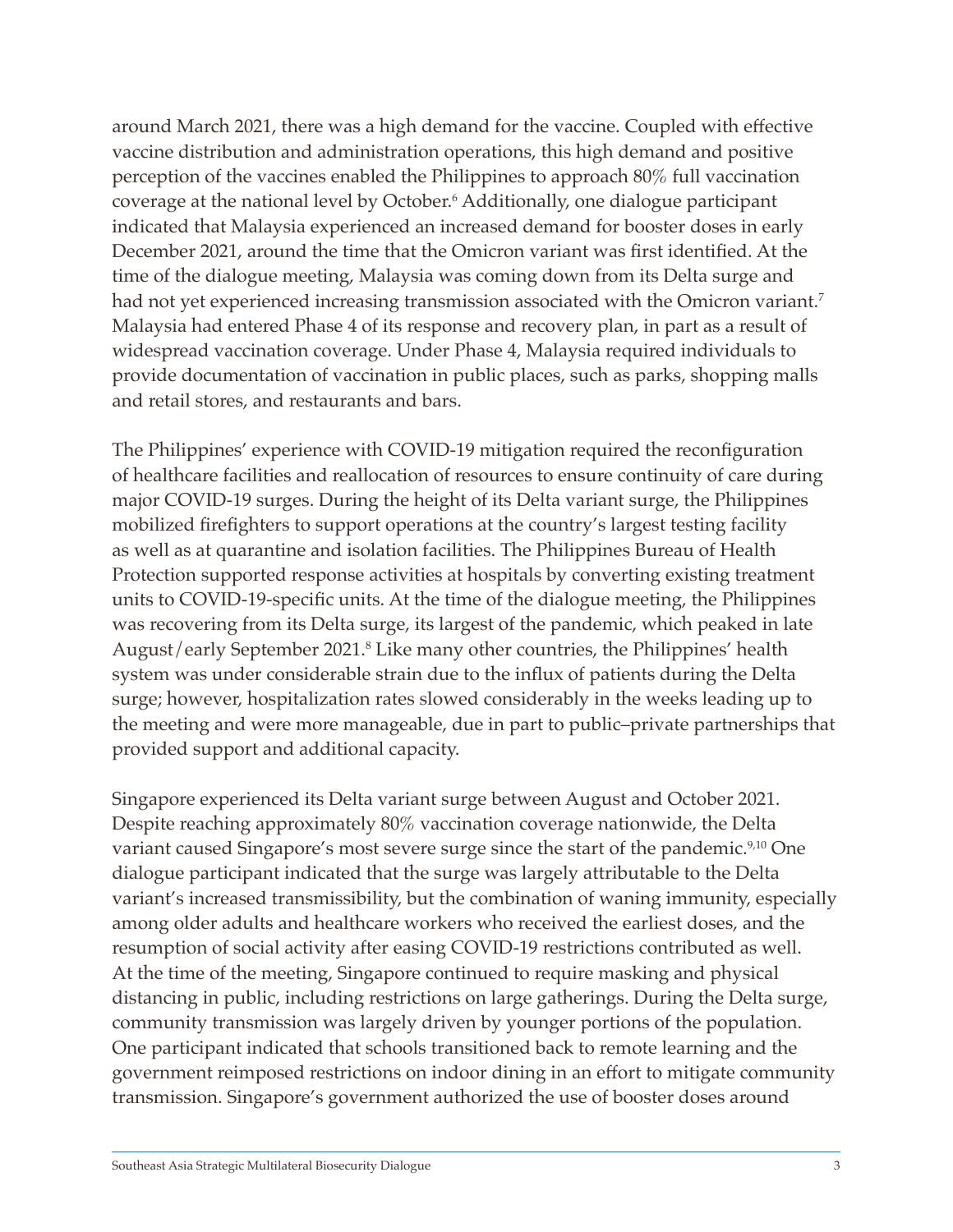around March 2021, there was a high demand for the vaccine. Coupled with effective vaccine distribution and administration operations, this high demand and positive perception of the vaccines enabled the Philippines to approach 80% full vaccination coverage at the national level by October.[6] Additionally, one dialogue participant indicated that Malaysia experienced an increased demand for booster doses in early December 2021, around the time that the Omicron variant was first identified. At the time of the dialogue meeting, Malaysia was coming down from its Delta surge and had not yet experienced increasing transmission associated with the Omicron variant.[7] Malaysia had entered Phase 4 of its response and recovery plan, in part as a result of widespread vaccination coverage. Under Phase 4, Malaysia required individuals to provide documentation of vaccination in public places, such as parks, shopping malls and retail stores, and restaurants and bars.

The Philippines' experience with COVID-19 mitigation required the reconfiguration of healthcare facilities and reallocation of resources to ensure continuity of care during major COVID-19 surges. During the height of its Delta variant surge, the Philippines mobilized firefighters to support operations at the country's largest testing facility as well as at quarantine and isolation facilities. The Philippines Bureau of Health Protection supported response activities at hospitals by converting existing treatment units to COVID-19-specific units. At the time of the dialogue meeting, the Philippines was recovering from its Delta surge, its largest of the pandemic, which peaked in late August/early September 2021.[8] Like many other countries, the Philippines' health system was under considerable strain due to the influx of patients during the Delta surge; however, hospitalization rates slowed considerably in the weeks leading up to the meeting and were more manageable, due in part to public–private partnerships that provided support and additional capacity.

Singapore experienced its Delta variant surge between August and October 2021. Despite reaching approximately 80% vaccination coverage nationwide, the Delta variant caused Singapore's most severe surge since the start of the pandemic.[9,10] One dialogue participant indicated that the surge was largely attributable to the Delta variant's increased transmissibility, but the combination of waning immunity, especially among older adults and healthcare workers who received the earliest doses, and the resumption of social activity after easing COVID-19 restrictions contributed as well. At the time of the meeting, Singapore continued to require masking and physical distancing in public, including restrictions on large gatherings. During the Delta surge, community transmission was largely driven by younger portions of the population. One participant indicated that schools transitioned back to remote learning and the government reimposed restrictions on indoor dining in an effort to mitigate community transmission. Singapore's government authorized the use of booster doses around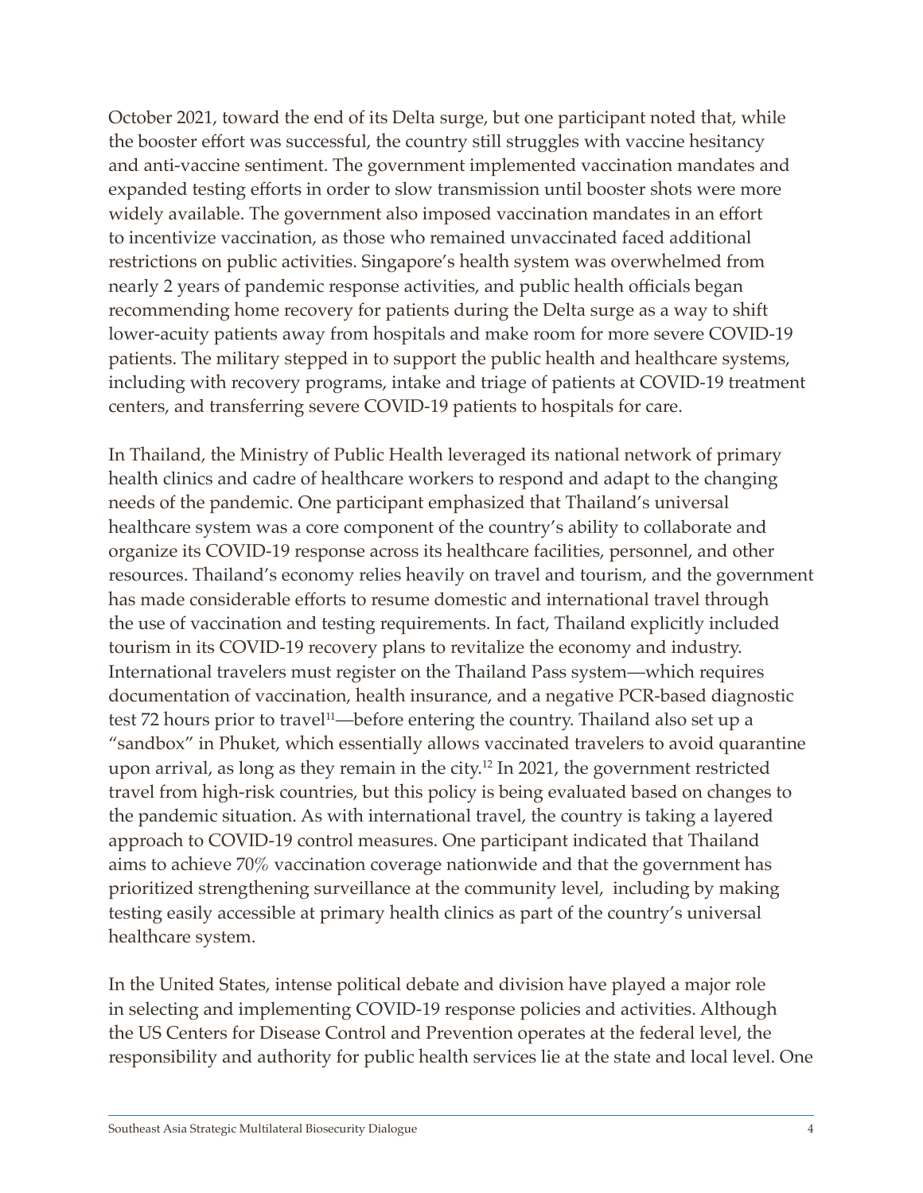October 2021, toward the end of its Delta surge, but one participant noted that, while the booster effort was successful, the country still struggles with vaccine hesitancy and anti-vaccine sentiment. The government implemented vaccination mandates and expanded testing efforts in order to slow transmission until booster shots were more widely available. The government also imposed vaccination mandates in an effort to incentivize vaccination, as those who remained unvaccinated faced additional restrictions on public activities. Singapore's health system was overwhelmed from nearly 2 years of pandemic response activities, and public health officials began recommending home recovery for patients during the Delta surge as a way to shift lower-acuity patients away from hospitals and make room for more severe COVID-19 patients. The military stepped in to support the public health and healthcare systems, including with recovery programs, intake and triage of patients at COVID-19 treatment centers, and transferring severe COVID-19 patients to hospitals for care.

In Thailand, the Ministry of Public Health leveraged its national network of primary health clinics and cadre of healthcare workers to respond and adapt to the changing needs of the pandemic. One participant emphasized that Thailand's universal healthcare system was a core component of the country's ability to collaborate and organize its COVID-19 response across its healthcare facilities, personnel, and other resources. Thailand's economy relies heavily on travel and tourism, and the government has made considerable efforts to resume domestic and international travel through the use of vaccination and testing requirements. In fact, Thailand explicitly included tourism in its COVID-19 recovery plans to revitalize the economy and industry. International travelers must register on the Thailand Pass system—which requires documentation of vaccination, health insurance, and a negative PCR-based diagnostic test 72 hours prior to travel[11]—before entering the country. Thailand also set up a "sandbox" in Phuket, which essentially allows vaccinated travelers to avoid quarantine upon arrival, as long as they remain in the city.[12] In 2021, the government restricted travel from high-risk countries, but this policy is being evaluated based on changes to the pandemic situation. As with international travel, the country is taking a layered approach to COVID-19 control measures. One participant indicated that Thailand aims to achieve 70% vaccination coverage nationwide and that the government has prioritized strengthening surveillance at the community level, including by making testing easily accessible at primary health clinics as part of the country's universal healthcare system.

In the United States, intense political debate and division have played a major role in selecting and implementing COVID-19 response policies and activities. Although the US Centers for Disease Control and Prevention operates at the federal level, the responsibility and authority for public health services lie at the state and local level. One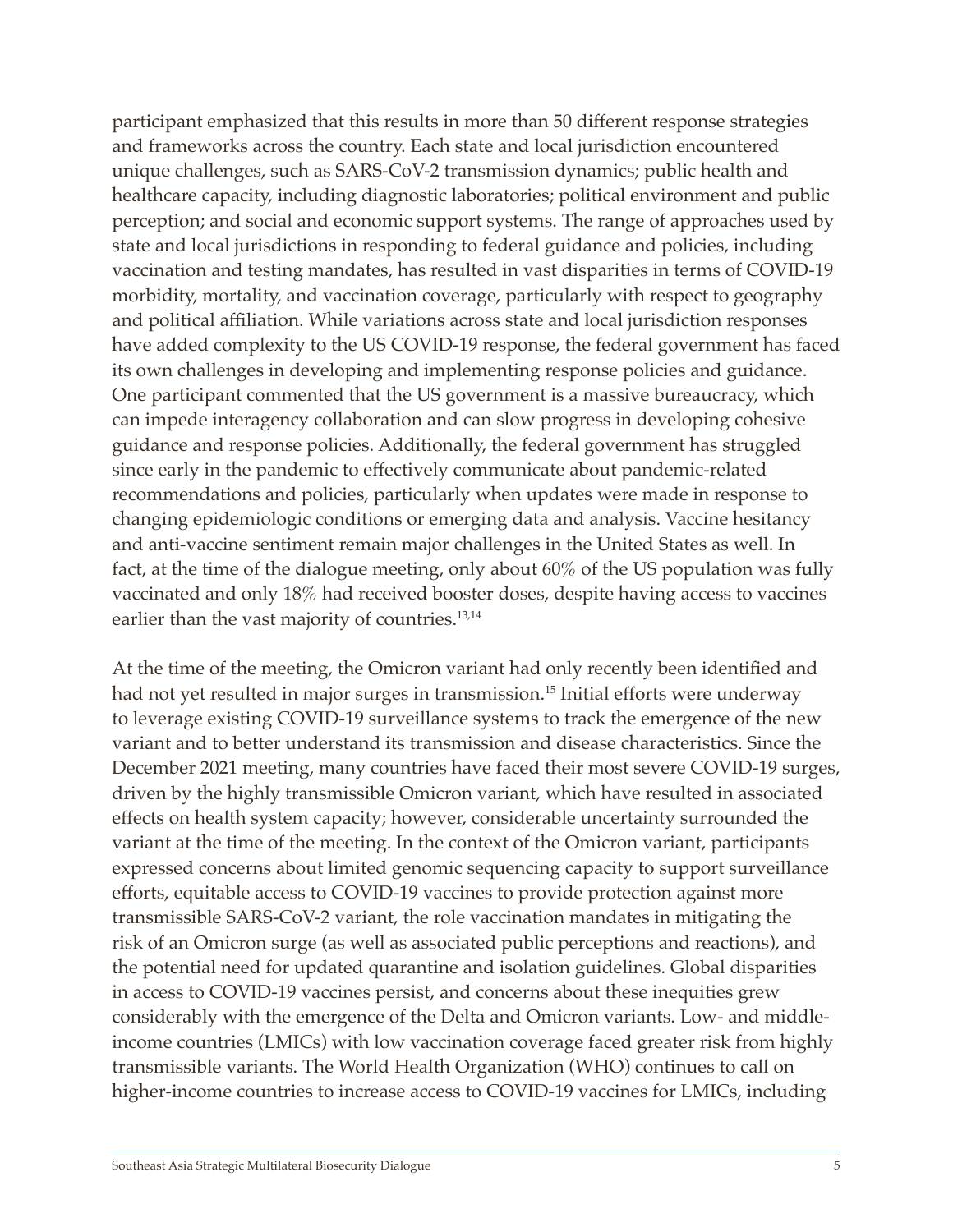participant emphasized that this results in more than 50 different response strategies and frameworks across the country. Each state and local jurisdiction encountered unique challenges, such as SARS-CoV-2 transmission dynamics; public health and healthcare capacity, including diagnostic laboratories; political environment and public perception; and social and economic support systems. The range of approaches used by state and local jurisdictions in responding to federal guidance and policies, including vaccination and testing mandates, has resulted in vast disparities in terms of COVID-19 morbidity, mortality, and vaccination coverage, particularly with respect to geography and political affiliation. While variations across state and local jurisdiction responses have added complexity to the US COVID-19 response, the federal government has faced its own challenges in developing and implementing response policies and guidance. One participant commented that the US government is a massive bureaucracy, which can impede interagency collaboration and can slow progress in developing cohesive guidance and response policies. Additionally, the federal government has struggled since early in the pandemic to effectively communicate about pandemic-related recommendations and policies, particularly when updates were made in response to changing epidemiologic conditions or emerging data and analysis. Vaccine hesitancy and anti-vaccine sentiment remain major challenges in the United States as well. In fact, at the time of the dialogue meeting, only about 60% of the US population was fully vaccinated and only 18% had received booster doses, despite having access to vaccines earlier than the vast majority of countries.[13,14]

At the time of the meeting, the Omicron variant had only recently been identified and had not yet resulted in major surges in transmission.[15] Initial efforts were underway to leverage existing COVID-19 surveillance systems to track the emergence of the new variant and to better understand its transmission and disease characteristics. Since the December 2021 meeting, many countries have faced their most severe COVID-19 surges, driven by the highly transmissible Omicron variant, which have resulted in associated effects on health system capacity; however, considerable uncertainty surrounded the variant at the time of the meeting. In the context of the Omicron variant, participants expressed concerns about limited genomic sequencing capacity to support surveillance efforts, equitable access to COVID-19 vaccines to provide protection against more transmissible SARS-CoV-2 variant, the role vaccination mandates in mitigating the risk of an Omicron surge (as well as associated public perceptions and reactions), and the potential need for updated quarantine and isolation guidelines. Global disparities in access to COVID-19 vaccines persist, and concerns about these inequities grew considerably with the emergence of the Delta and Omicron variants. Low- and middle-income countries (LMICs) with low vaccination coverage faced greater risk from highly transmissible variants. The World Health Organization (WHO) continues to call on higher-income countries to increase access to COVID-19 vaccines for LMICs, including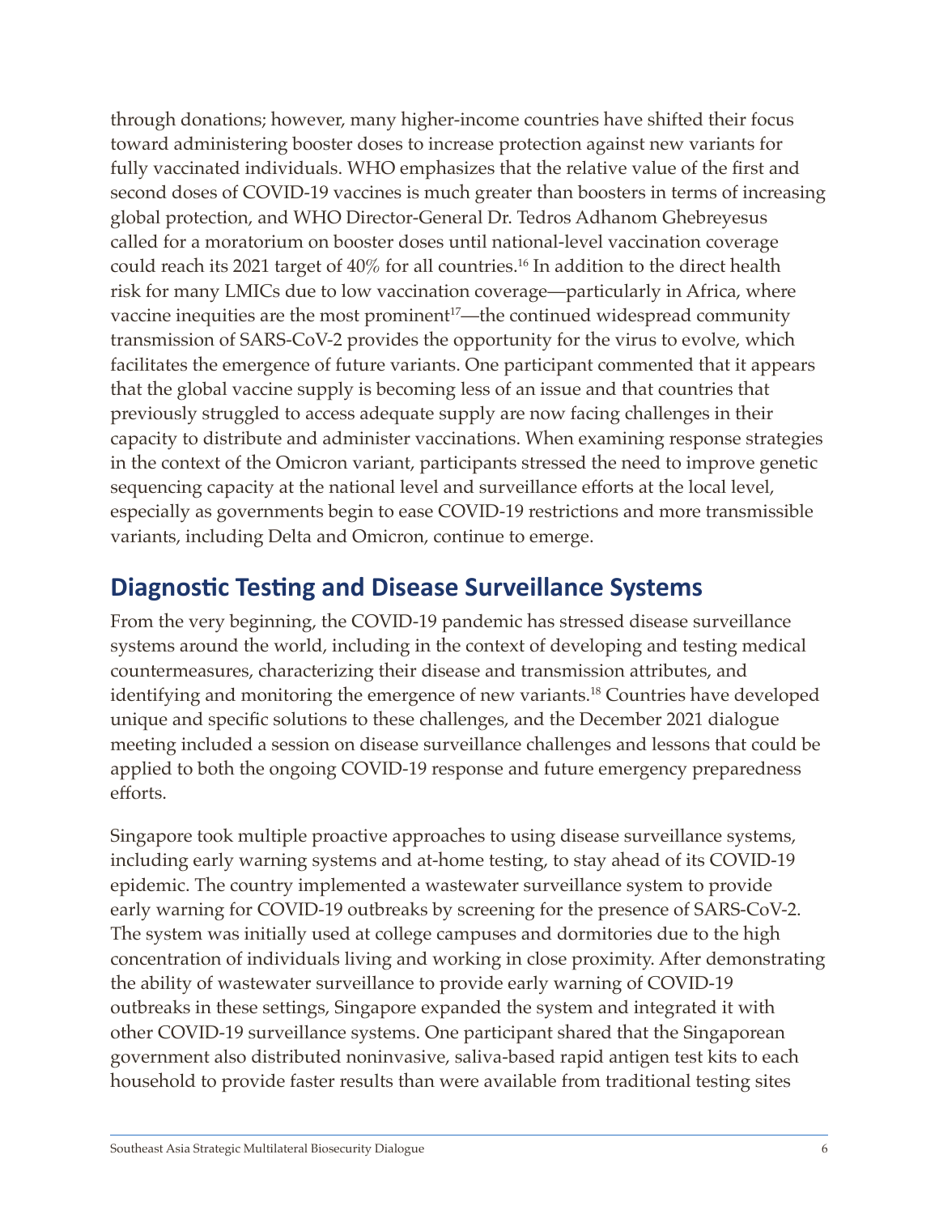through donations; however, many higher-income countries have shifted their focus toward administering booster doses to increase protection against new variants for fully vaccinated individuals. WHO emphasizes that the relative value of the first and second doses of COVID-19 vaccines is much greater than boosters in terms of increasing global protection, and WHO Director-General Dr. Tedros Adhanom Ghebreyesus called for a moratorium on booster doses until national-level vaccination coverage could reach its 2021 target of 40% for all countries.[16] In addition to the direct health risk for many LMICs due to low vaccination coverage—particularly in Africa, where vaccine inequities are the most prominent[17]—the continued widespread community transmission of SARS-CoV-2 provides the opportunity for the virus to evolve, which facilitates the emergence of future variants. One participant commented that it appears that the global vaccine supply is becoming less of an issue and that countries that previously struggled to access adequate supply are now facing challenges in their capacity to distribute and administer vaccinations. When examining response strategies in the context of the Omicron variant, participants stressed the need to improve genetic sequencing capacity at the national level and surveillance efforts at the local level, especially as governments begin to ease COVID-19 restrictions and more transmissible variants, including Delta and Omicron, continue to emerge.

## Diagnostic Testing and Disease Surveillance Systems

From the very beginning, the COVID-19 pandemic has stressed disease surveillance systems around the world, including in the context of developing and testing medical countermeasures, characterizing their disease and transmission attributes, and identifying and monitoring the emergence of new variants.[18] Countries have developed unique and specific solutions to these challenges, and the December 2021 dialogue meeting included a session on disease surveillance challenges and lessons that could be applied to both the ongoing COVID-19 response and future emergency preparedness efforts.

Singapore took multiple proactive approaches to using disease surveillance systems, including early warning systems and at-home testing, to stay ahead of its COVID-19 epidemic. The country implemented a wastewater surveillance system to provide early warning for COVID-19 outbreaks by screening for the presence of SARS-CoV-2. The system was initially used at college campuses and dormitories due to the high concentration of individuals living and working in close proximity. After demonstrating the ability of wastewater surveillance to provide early warning of COVID-19 outbreaks in these settings, Singapore expanded the system and integrated it with other COVID-19 surveillance systems. One participant shared that the Singaporean government also distributed noninvasive, saliva-based rapid antigen test kits to each household to provide faster results than were available from traditional testing sites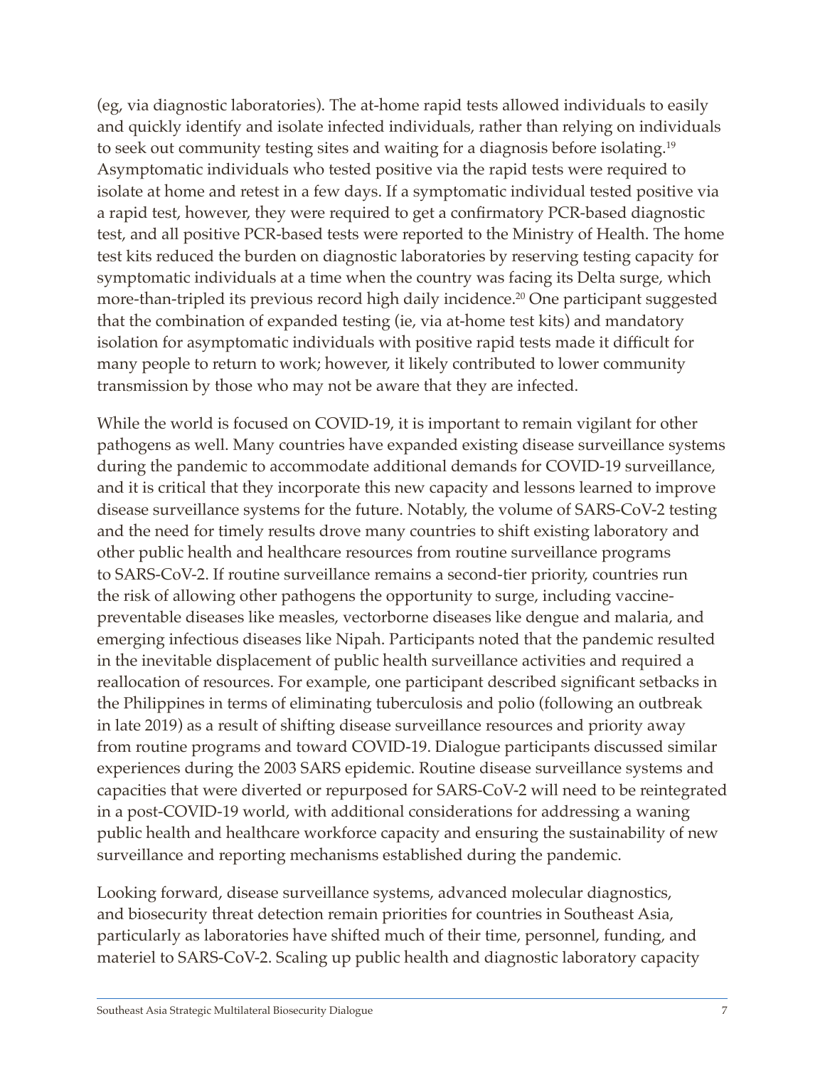(eg, via diagnostic laboratories). The at-home rapid tests allowed individuals to easily and quickly identify and isolate infected individuals, rather than relying on individuals to seek out community testing sites and waiting for a diagnosis before isolating.[19] Asymptomatic individuals who tested positive via the rapid tests were required to isolate at home and retest in a few days. If a symptomatic individual tested positive via a rapid test, however, they were required to get a confirmatory PCR-based diagnostic test, and all positive PCR-based tests were reported to the Ministry of Health. The home test kits reduced the burden on diagnostic laboratories by reserving testing capacity for symptomatic individuals at a time when the country was facing its Delta surge, which more-than-tripled its previous record high daily incidence.[20] One participant suggested that the combination of expanded testing (ie, via at-home test kits) and mandatory isolation for asymptomatic individuals with positive rapid tests made it difficult for many people to return to work; however, it likely contributed to lower community transmission by those who may not be aware that they are infected.

While the world is focused on COVID-19, it is important to remain vigilant for other pathogens as well. Many countries have expanded existing disease surveillance systems during the pandemic to accommodate additional demands for COVID-19 surveillance, and it is critical that they incorporate this new capacity and lessons learned to improve disease surveillance systems for the future. Notably, the volume of SARS-CoV-2 testing and the need for timely results drove many countries to shift existing laboratory and other public health and healthcare resources from routine surveillance programs to SARS-CoV-2. If routine surveillance remains a second-tier priority, countries run the risk of allowing other pathogens the opportunity to surge, including vaccine-preventable diseases like measles, vectorborne diseases like dengue and malaria, and emerging infectious diseases like Nipah. Participants noted that the pandemic resulted in the inevitable displacement of public health surveillance activities and required a reallocation of resources. For example, one participant described significant setbacks in the Philippines in terms of eliminating tuberculosis and polio (following an outbreak in late 2019) as a result of shifting disease surveillance resources and priority away from routine programs and toward COVID-19. Dialogue participants discussed similar experiences during the 2003 SARS epidemic. Routine disease surveillance systems and capacities that were diverted or repurposed for SARS-CoV-2 will need to be reintegrated in a post-COVID-19 world, with additional considerations for addressing a waning public health and healthcare workforce capacity and ensuring the sustainability of new surveillance and reporting mechanisms established during the pandemic.

Looking forward, disease surveillance systems, advanced molecular diagnostics, and biosecurity threat detection remain priorities for countries in Southeast Asia, particularly as laboratories have shifted much of their time, personnel, funding, and materiel to SARS-CoV-2. Scaling up public health and diagnostic laboratory capacity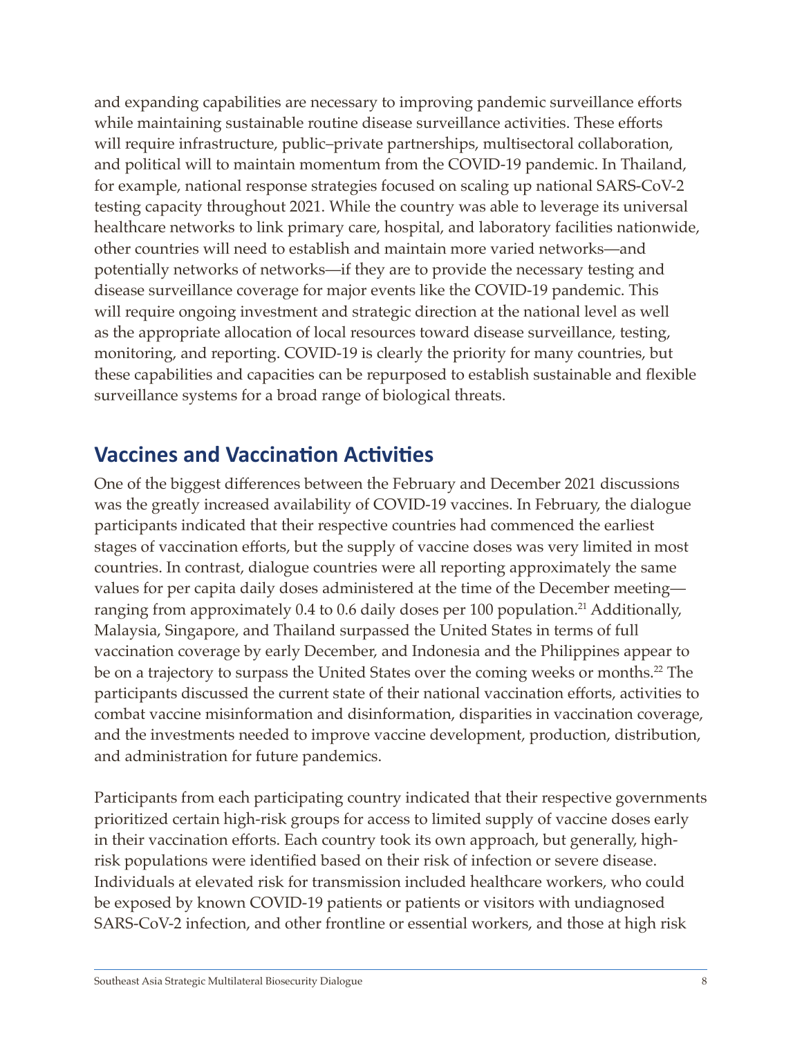and expanding capabilities are necessary to improving pandemic surveillance efforts while maintaining sustainable routine disease surveillance activities. These efforts will require infrastructure, public–private partnerships, multisectoral collaboration, and political will to maintain momentum from the COVID-19 pandemic. In Thailand, for example, national response strategies focused on scaling up national SARS-CoV-2 testing capacity throughout 2021. While the country was able to leverage its universal healthcare networks to link primary care, hospital, and laboratory facilities nationwide, other countries will need to establish and maintain more varied networks—and potentially networks of networks—if they are to provide the necessary testing and disease surveillance coverage for major events like the COVID-19 pandemic. This will require ongoing investment and strategic direction at the national level as well as the appropriate allocation of local resources toward disease surveillance, testing, monitoring, and reporting. COVID-19 is clearly the priority for many countries, but these capabilities and capacities can be repurposed to establish sustainable and flexible surveillance systems for a broad range of biological threats.

## Vaccines and Vaccination Activities

One of the biggest differences between the February and December 2021 discussions was the greatly increased availability of COVID-19 vaccines. In February, the dialogue participants indicated that their respective countries had commenced the earliest stages of vaccination efforts, but the supply of vaccine doses was very limited in most countries. In contrast, dialogue countries were all reporting approximately the same values for per capita daily doses administered at the time of the December meeting—ranging from approximately 0.4 to 0.6 daily doses per 100 population.[21] Additionally, Malaysia, Singapore, and Thailand surpassed the United States in terms of full vaccination coverage by early December, and Indonesia and the Philippines appear to be on a trajectory to surpass the United States over the coming weeks or months.[22] The participants discussed the current state of their national vaccination efforts, activities to combat vaccine misinformation and disinformation, disparities in vaccination coverage, and the investments needed to improve vaccine development, production, distribution, and administration for future pandemics.

Participants from each participating country indicated that their respective governments prioritized certain high-risk groups for access to limited supply of vaccine doses early in their vaccination efforts. Each country took its own approach, but generally, high-risk populations were identified based on their risk of infection or severe disease. Individuals at elevated risk for transmission included healthcare workers, who could be exposed by known COVID-19 patients or patients or visitors with undiagnosed SARS-CoV-2 infection, and other frontline or essential workers, and those at high risk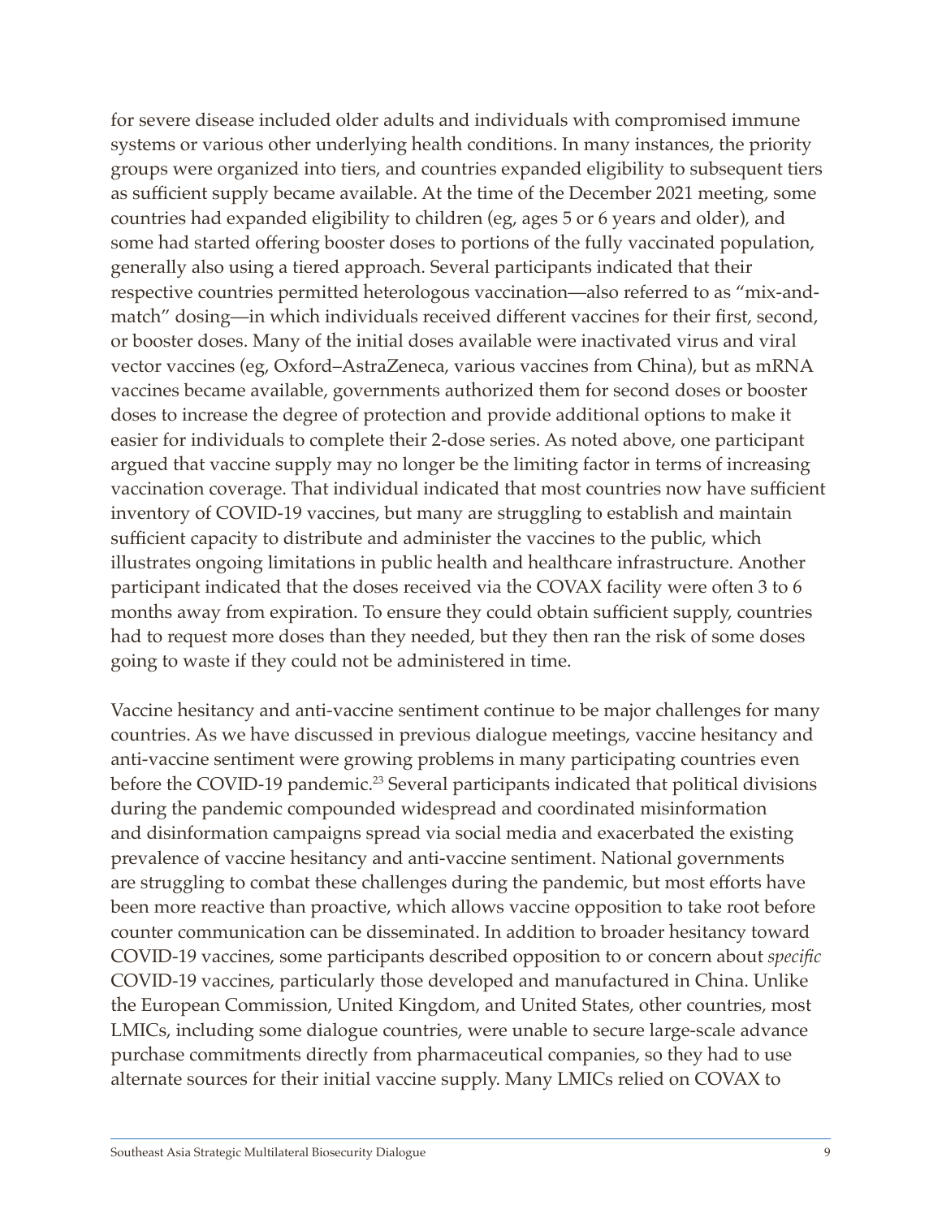for severe disease included older adults and individuals with compromised immune systems or various other underlying health conditions. In many instances, the priority groups were organized into tiers, and countries expanded eligibility to subsequent tiers as sufficient supply became available. At the time of the December 2021 meeting, some countries had expanded eligibility to children (eg, ages 5 or 6 years and older), and some had started offering booster doses to portions of the fully vaccinated population, generally also using a tiered approach. Several participants indicated that their respective countries permitted heterologous vaccination—also referred to as "mix-and-match" dosing—in which individuals received different vaccines for their first, second, or booster doses. Many of the initial doses available were inactivated virus and viral vector vaccines (eg, Oxford–AstraZeneca, various vaccines from China), but as mRNA vaccines became available, governments authorized them for second doses or booster doses to increase the degree of protection and provide additional options to make it easier for individuals to complete their 2-dose series. As noted above, one participant argued that vaccine supply may no longer be the limiting factor in terms of increasing vaccination coverage. That individual indicated that most countries now have sufficient inventory of COVID-19 vaccines, but many are struggling to establish and maintain sufficient capacity to distribute and administer the vaccines to the public, which illustrates ongoing limitations in public health and healthcare infrastructure. Another participant indicated that the doses received via the COVAX facility were often 3 to 6 months away from expiration. To ensure they could obtain sufficient supply, countries had to request more doses than they needed, but they then ran the risk of some doses going to waste if they could not be administered in time.

Vaccine hesitancy and anti-vaccine sentiment continue to be major challenges for many countries. As we have discussed in previous dialogue meetings, vaccine hesitancy and anti-vaccine sentiment were growing problems in many participating countries even before the COVID-19 pandemic.[23] Several participants indicated that political divisions during the pandemic compounded widespread and coordinated misinformation and disinformation campaigns spread via social media and exacerbated the existing prevalence of vaccine hesitancy and anti-vaccine sentiment. National governments are struggling to combat these challenges during the pandemic, but most efforts have been more reactive than proactive, which allows vaccine opposition to take root before counter communication can be disseminated. In addition to broader hesitancy toward COVID-19 vaccines, some participants described opposition to or concern about *specific* COVID-19 vaccines, particularly those developed and manufactured in China. Unlike the European Commission, United Kingdom, and United States, other countries, most LMICs, including some dialogue countries, were unable to secure large-scale advance purchase commitments directly from pharmaceutical companies, so they had to use alternate sources for their initial vaccine supply. Many LMICs relied on COVAX to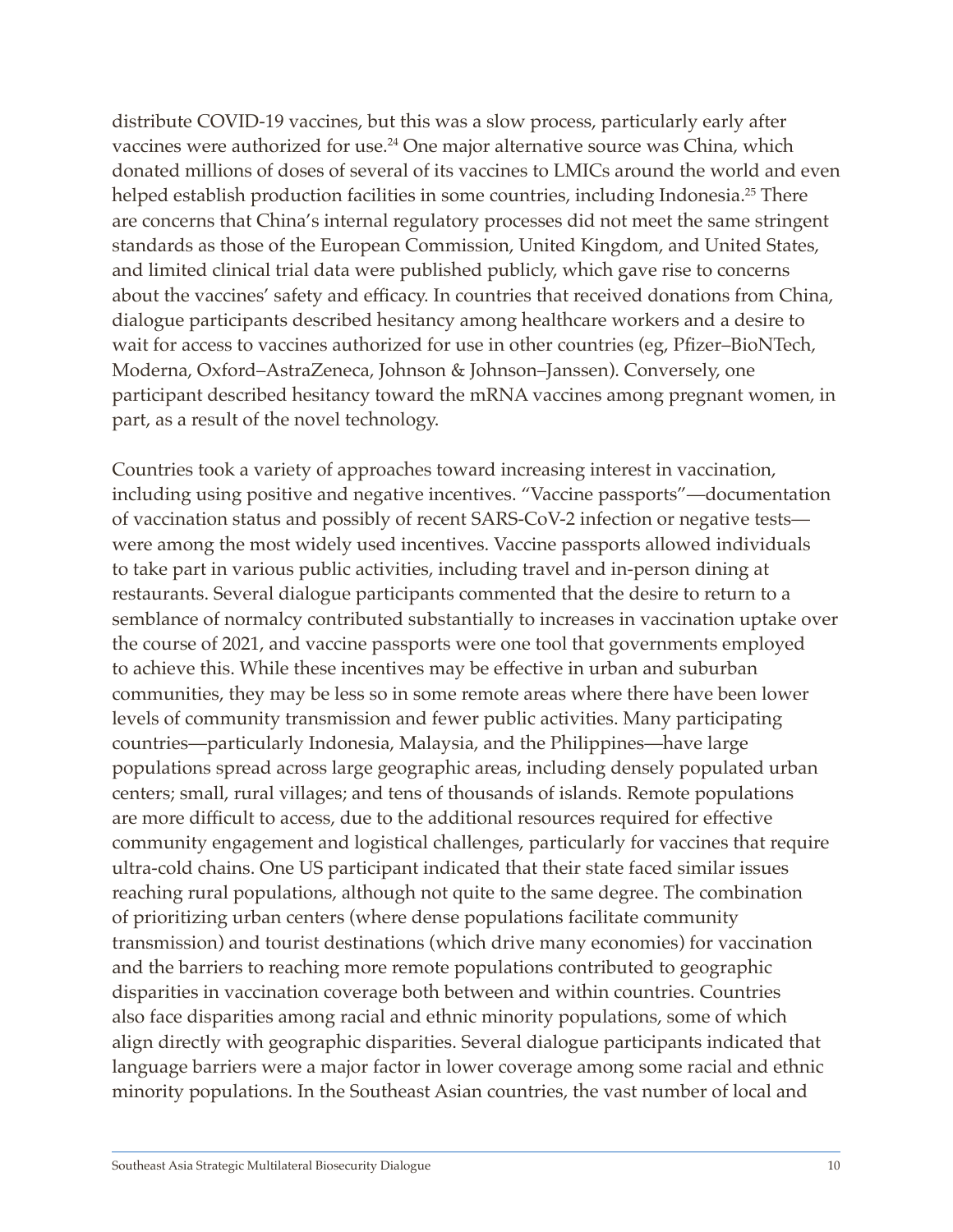distribute COVID-19 vaccines, but this was a slow process, particularly early after vaccines were authorized for use.[24] One major alternative source was China, which donated millions of doses of several of its vaccines to LMICs around the world and even helped establish production facilities in some countries, including Indonesia.[25] There are concerns that China's internal regulatory processes did not meet the same stringent standards as those of the European Commission, United Kingdom, and United States, and limited clinical trial data were published publicly, which gave rise to concerns about the vaccines' safety and efficacy. In countries that received donations from China, dialogue participants described hesitancy among healthcare workers and a desire to wait for access to vaccines authorized for use in other countries (eg, Pfizer–BioNTech, Moderna, Oxford–AstraZeneca, Johnson & Johnson–Janssen). Conversely, one participant described hesitancy toward the mRNA vaccines among pregnant women, in part, as a result of the novel technology.

Countries took a variety of approaches toward increasing interest in vaccination, including using positive and negative incentives. "Vaccine passports"—documentation of vaccination status and possibly of recent SARS-CoV-2 infection or negative tests—were among the most widely used incentives. Vaccine passports allowed individuals to take part in various public activities, including travel and in-person dining at restaurants. Several dialogue participants commented that the desire to return to a semblance of normalcy contributed substantially to increases in vaccination uptake over the course of 2021, and vaccine passports were one tool that governments employed to achieve this. While these incentives may be effective in urban and suburban communities, they may be less so in some remote areas where there have been lower levels of community transmission and fewer public activities. Many participating countries—particularly Indonesia, Malaysia, and the Philippines—have large populations spread across large geographic areas, including densely populated urban centers; small, rural villages; and tens of thousands of islands. Remote populations are more difficult to access, due to the additional resources required for effective community engagement and logistical challenges, particularly for vaccines that require ultra-cold chains. One US participant indicated that their state faced similar issues reaching rural populations, although not quite to the same degree. The combination of prioritizing urban centers (where dense populations facilitate community transmission) and tourist destinations (which drive many economies) for vaccination and the barriers to reaching more remote populations contributed to geographic disparities in vaccination coverage both between and within countries. Countries also face disparities among racial and ethnic minority populations, some of which align directly with geographic disparities. Several dialogue participants indicated that language barriers were a major factor in lower coverage among some racial and ethnic minority populations. In the Southeast Asian countries, the vast number of local and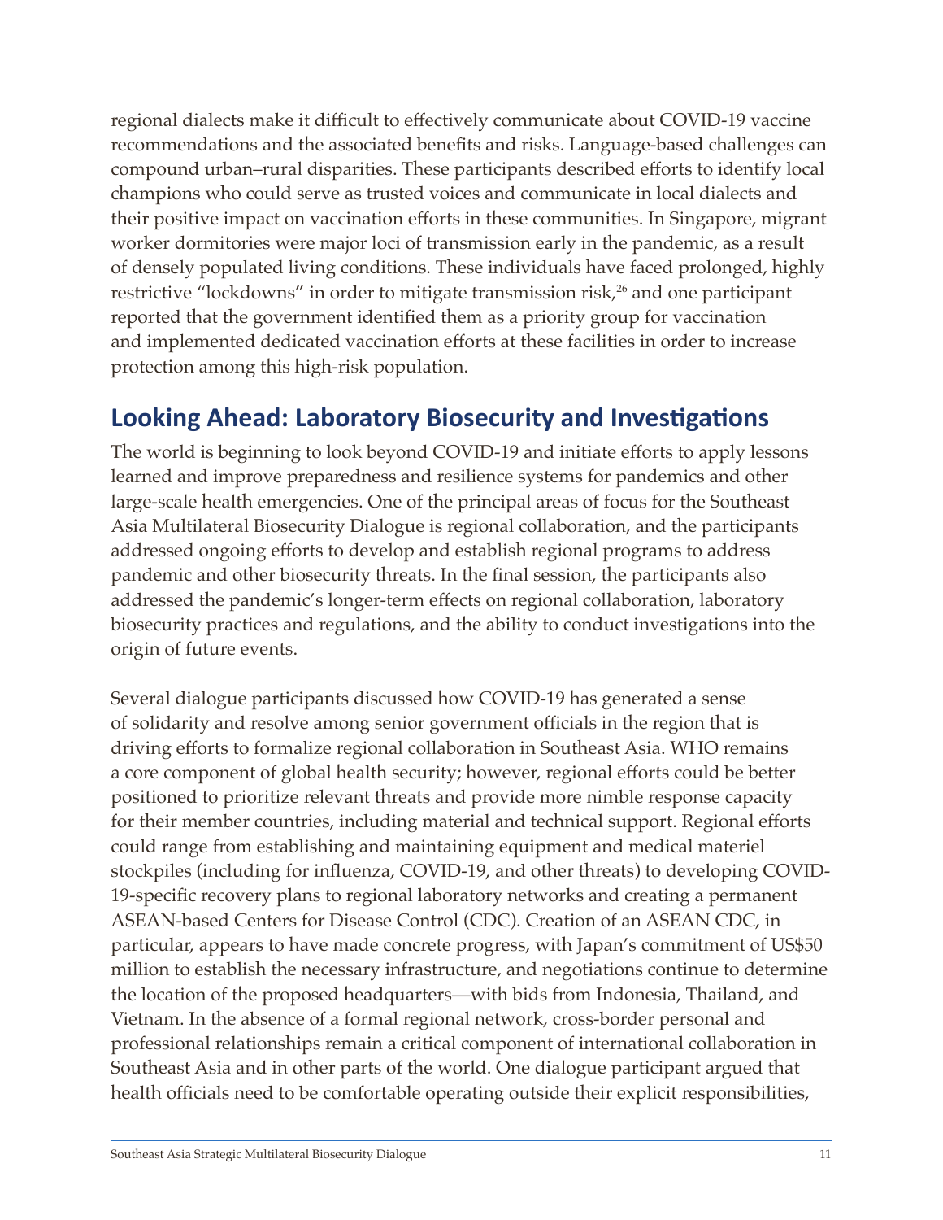regional dialects make it difficult to effectively communicate about COVID-19 vaccine recommendations and the associated benefits and risks. Language-based challenges can compound urban–rural disparities. These participants described efforts to identify local champions who could serve as trusted voices and communicate in local dialects and their positive impact on vaccination efforts in these communities. In Singapore, migrant worker dormitories were major loci of transmission early in the pandemic, as a result of densely populated living conditions. These individuals have faced prolonged, highly restrictive "lockdowns" in order to mitigate transmission risk,[26] and one participant reported that the government identified them as a priority group for vaccination and implemented dedicated vaccination efforts at these facilities in order to increase protection among this high-risk population.

## Looking Ahead: Laboratory Biosecurity and Investigations

The world is beginning to look beyond COVID-19 and initiate efforts to apply lessons learned and improve preparedness and resilience systems for pandemics and other large-scale health emergencies. One of the principal areas of focus for the Southeast Asia Multilateral Biosecurity Dialogue is regional collaboration, and the participants addressed ongoing efforts to develop and establish regional programs to address pandemic and other biosecurity threats. In the final session, the participants also addressed the pandemic's longer-term effects on regional collaboration, laboratory biosecurity practices and regulations, and the ability to conduct investigations into the origin of future events.

Several dialogue participants discussed how COVID-19 has generated a sense of solidarity and resolve among senior government officials in the region that is driving efforts to formalize regional collaboration in Southeast Asia. WHO remains a core component of global health security; however, regional efforts could be better positioned to prioritize relevant threats and provide more nimble response capacity for their member countries, including material and technical support. Regional efforts could range from establishing and maintaining equipment and medical materiel stockpiles (including for influenza, COVID-19, and other threats) to developing COVID-19-specific recovery plans to regional laboratory networks and creating a permanent ASEAN-based Centers for Disease Control (CDC). Creation of an ASEAN CDC, in particular, appears to have made concrete progress, with Japan's commitment of US$50 million to establish the necessary infrastructure, and negotiations continue to determine the location of the proposed headquarters—with bids from Indonesia, Thailand, and Vietnam. In the absence of a formal regional network, cross-border personal and professional relationships remain a critical component of international collaboration in Southeast Asia and in other parts of the world. One dialogue participant argued that health officials need to be comfortable operating outside their explicit responsibilities,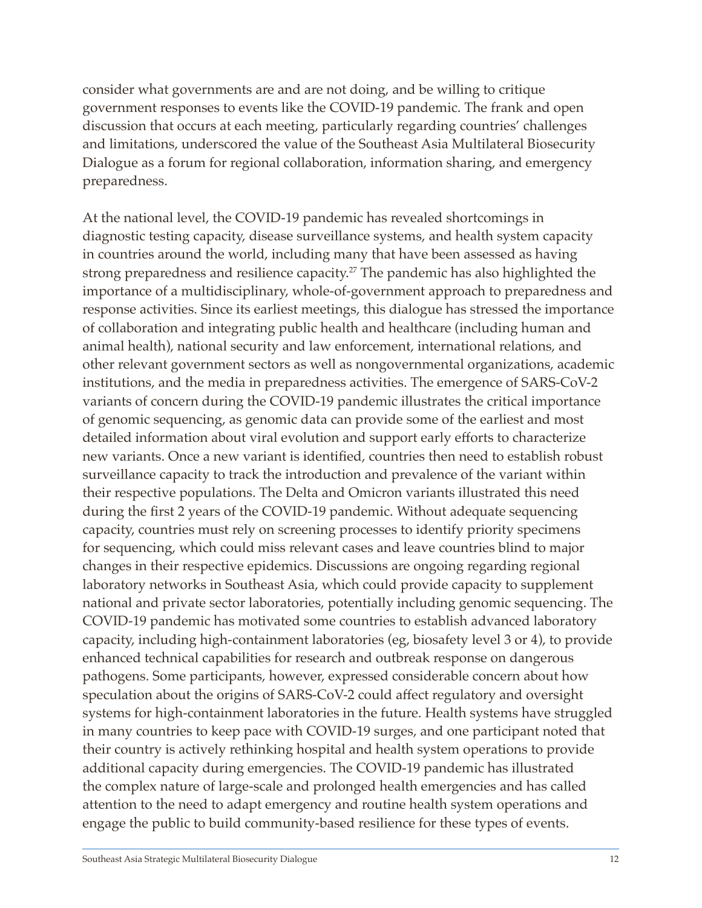consider what governments are and are not doing, and be willing to critique government responses to events like the COVID-19 pandemic. The frank and open discussion that occurs at each meeting, particularly regarding countries' challenges and limitations, underscored the value of the Southeast Asia Multilateral Biosecurity Dialogue as a forum for regional collaboration, information sharing, and emergency preparedness.

At the national level, the COVID-19 pandemic has revealed shortcomings in diagnostic testing capacity, disease surveillance systems, and health system capacity in countries around the world, including many that have been assessed as having strong preparedness and resilience capacity.[27] The pandemic has also highlighted the importance of a multidisciplinary, whole-of-government approach to preparedness and response activities. Since its earliest meetings, this dialogue has stressed the importance of collaboration and integrating public health and healthcare (including human and animal health), national security and law enforcement, international relations, and other relevant government sectors as well as nongovernmental organizations, academic institutions, and the media in preparedness activities. The emergence of SARS-CoV-2 variants of concern during the COVID-19 pandemic illustrates the critical importance of genomic sequencing, as genomic data can provide some of the earliest and most detailed information about viral evolution and support early efforts to characterize new variants. Once a new variant is identified, countries then need to establish robust surveillance capacity to track the introduction and prevalence of the variant within their respective populations. The Delta and Omicron variants illustrated this need during the first 2 years of the COVID-19 pandemic. Without adequate sequencing capacity, countries must rely on screening processes to identify priority specimens for sequencing, which could miss relevant cases and leave countries blind to major changes in their respective epidemics. Discussions are ongoing regarding regional laboratory networks in Southeast Asia, which could provide capacity to supplement national and private sector laboratories, potentially including genomic sequencing. The COVID-19 pandemic has motivated some countries to establish advanced laboratory capacity, including high-containment laboratories (eg, biosafety level 3 or 4), to provide enhanced technical capabilities for research and outbreak response on dangerous pathogens. Some participants, however, expressed considerable concern about how speculation about the origins of SARS-CoV-2 could affect regulatory and oversight systems for high-containment laboratories in the future. Health systems have struggled in many countries to keep pace with COVID-19 surges, and one participant noted that their country is actively rethinking hospital and health system operations to provide additional capacity during emergencies. The COVID-19 pandemic has illustrated the complex nature of large-scale and prolonged health emergencies and has called attention to the need to adapt emergency and routine health system operations and engage the public to build community-based resilience for these types of events.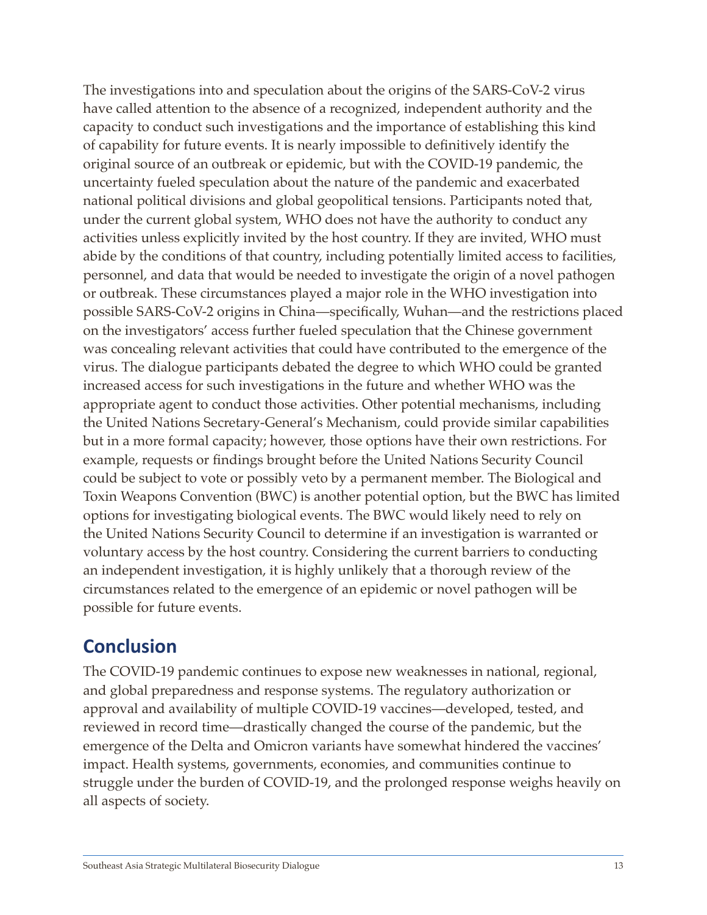The investigations into and speculation about the origins of the SARS-CoV-2 virus have called attention to the absence of a recognized, independent authority and the capacity to conduct such investigations and the importance of establishing this kind of capability for future events. It is nearly impossible to definitively identify the original source of an outbreak or epidemic, but with the COVID-19 pandemic, the uncertainty fueled speculation about the nature of the pandemic and exacerbated national political divisions and global geopolitical tensions. Participants noted that, under the current global system, WHO does not have the authority to conduct any activities unless explicitly invited by the host country. If they are invited, WHO must abide by the conditions of that country, including potentially limited access to facilities, personnel, and data that would be needed to investigate the origin of a novel pathogen or outbreak. These circumstances played a major role in the WHO investigation into possible SARS-CoV-2 origins in China—specifically, Wuhan—and the restrictions placed on the investigators' access further fueled speculation that the Chinese government was concealing relevant activities that could have contributed to the emergence of the virus. The dialogue participants debated the degree to which WHO could be granted increased access for such investigations in the future and whether WHO was the appropriate agent to conduct those activities. Other potential mechanisms, including the United Nations Secretary-General's Mechanism, could provide similar capabilities but in a more formal capacity; however, those options have their own restrictions. For example, requests or findings brought before the United Nations Security Council could be subject to vote or possibly veto by a permanent member. The Biological and Toxin Weapons Convention (BWC) is another potential option, but the BWC has limited options for investigating biological events. The BWC would likely need to rely on the United Nations Security Council to determine if an investigation is warranted or voluntary access by the host country. Considering the current barriers to conducting an independent investigation, it is highly unlikely that a thorough review of the circumstances related to the emergence of an epidemic or novel pathogen will be possible for future events.

## Conclusion

The COVID-19 pandemic continues to expose new weaknesses in national, regional, and global preparedness and response systems. The regulatory authorization or approval and availability of multiple COVID-19 vaccines—developed, tested, and reviewed in record time—drastically changed the course of the pandemic, but the emergence of the Delta and Omicron variants have somewhat hindered the vaccines' impact. Health systems, governments, economies, and communities continue to struggle under the burden of COVID-19, and the prolonged response weighs heavily on all aspects of society.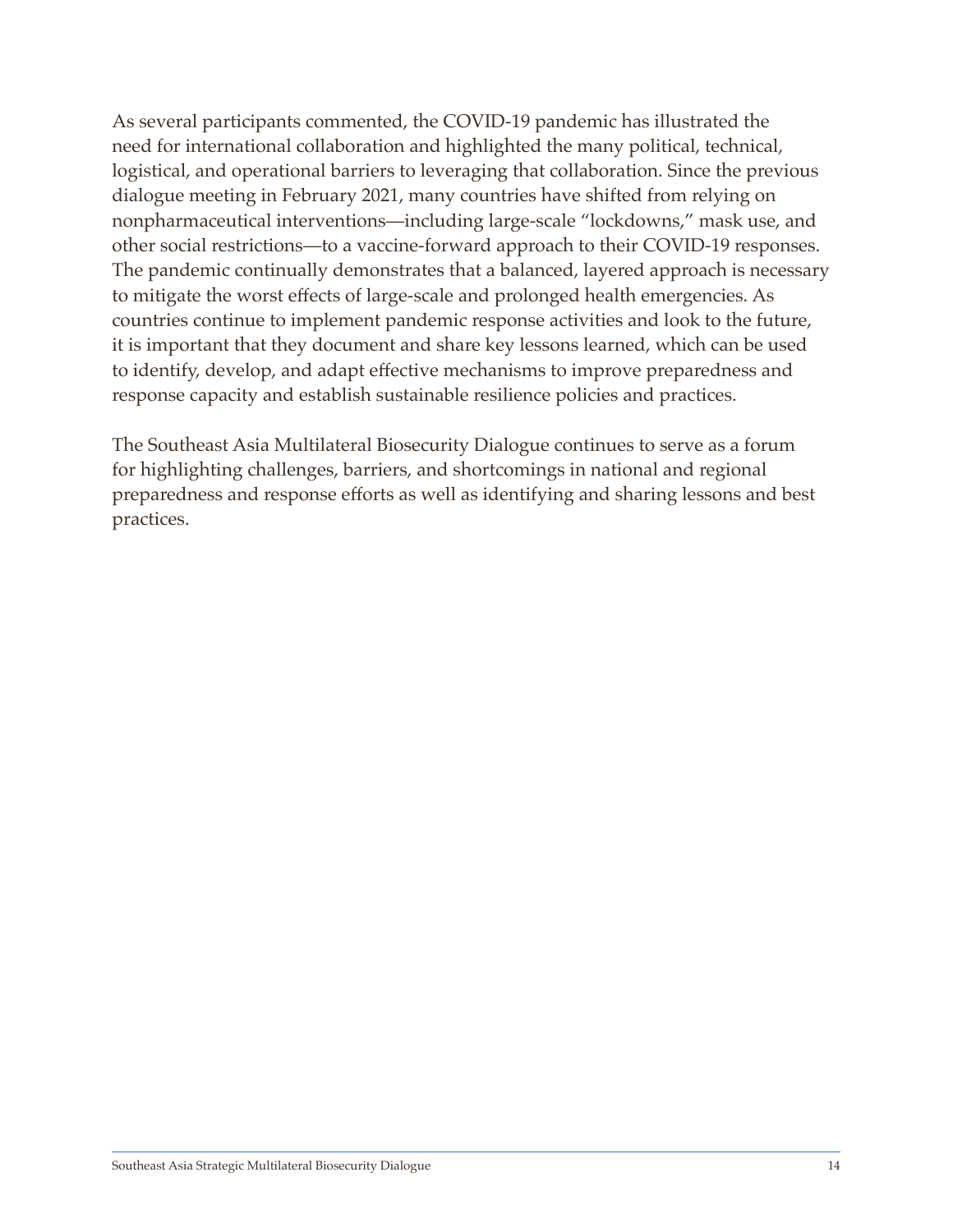As several participants commented, the COVID-19 pandemic has illustrated the need for international collaboration and highlighted the many political, technical, logistical, and operational barriers to leveraging that collaboration. Since the previous dialogue meeting in February 2021, many countries have shifted from relying on nonpharmaceutical interventions—including large-scale "lockdowns," mask use, and other social restrictions—to a vaccine-forward approach to their COVID-19 responses. The pandemic continually demonstrates that a balanced, layered approach is necessary to mitigate the worst effects of large-scale and prolonged health emergencies. As countries continue to implement pandemic response activities and look to the future, it is important that they document and share key lessons learned, which can be used to identify, develop, and adapt effective mechanisms to improve preparedness and response capacity and establish sustainable resilience policies and practices.

The Southeast Asia Multilateral Biosecurity Dialogue continues to serve as a forum for highlighting challenges, barriers, and shortcomings in national and regional preparedness and response efforts as well as identifying and sharing lessons and best practices.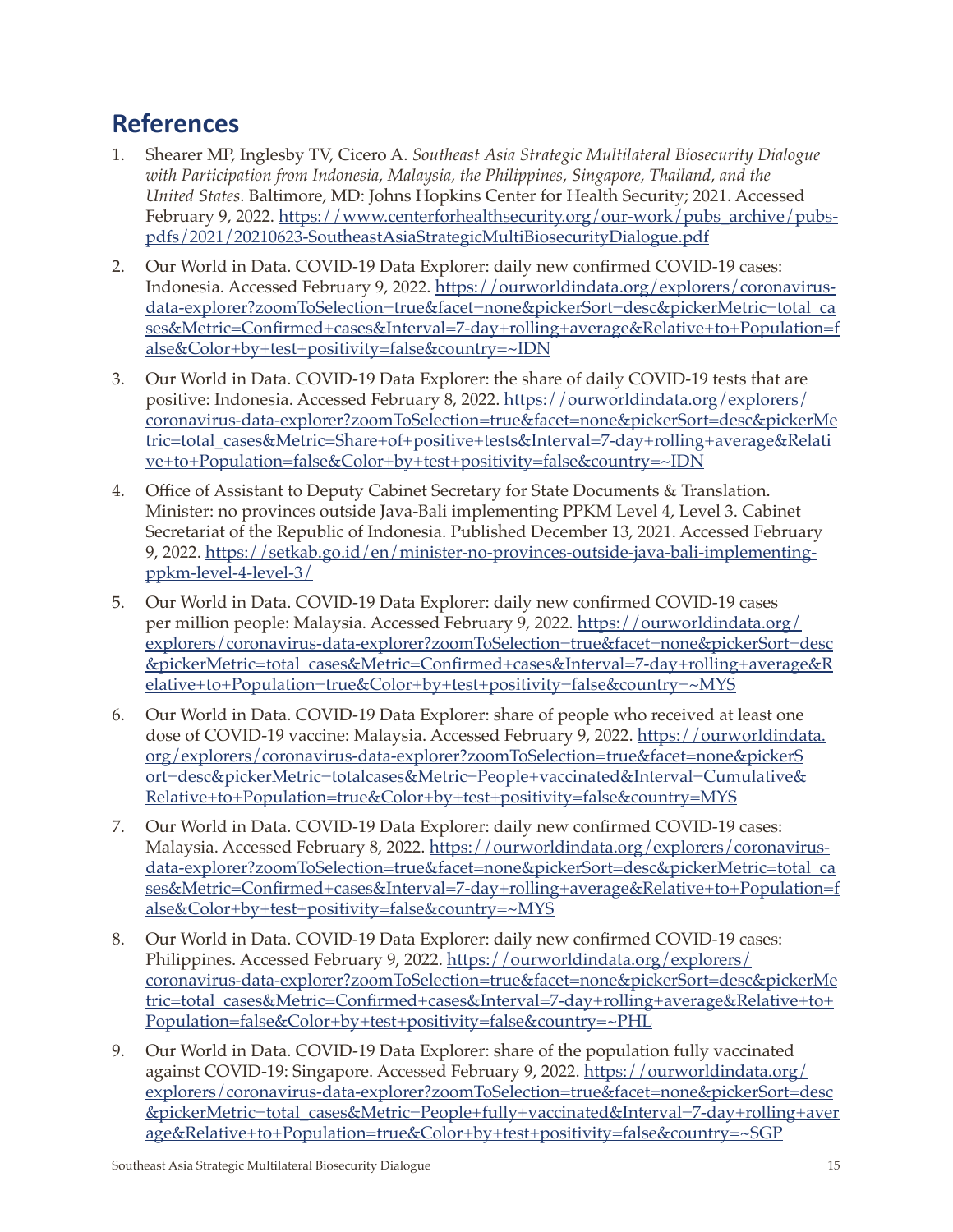## References

1. Shearer MP, Inglesby TV, Cicero A. *Southeast Asia Strategic Multilateral Biosecurity Dialogue with Participation from Indonesia, Malaysia, the Philippines, Singapore, Thailand, and the United States*. Baltimore, MD: Johns Hopkins Center for Health Security; 2021. Accessed February 9, 2022. https://www.centerforhealthsecurity.org/our-work/pubs_archive/pubs-pdfs/2021/20210623-SoutheastAsiaStrategicMultiBiosecurityDialogue.pdf

2. Our World in Data. COVID-19 Data Explorer: daily new confirmed COVID-19 cases: Indonesia. Accessed February 9, 2022. https://ourworldindata.org/explorers/coronavirus-data-explorer?zoomToSelection=true&facet=none&pickerSort=desc&pickerMetric=total_cases&Metric=Confirmed+cases&Interval=7-day+rolling+average&Relative+to+Population=false&Color+by+test+positivity=false&country=~IDN

3. Our World in Data. COVID-19 Data Explorer: the share of daily COVID-19 tests that are positive: Indonesia. Accessed February 8, 2022. https://ourworldindata.org/explorers/coronavirus-data-explorer?zoomToSelection=true&facet=none&pickerSort=desc&pickerMetric=total_cases&Metric=Share+of+positive+tests&Interval=7-day+rolling+average&Relative+to+Population=false&Color+by+test+positivity=false&country=~IDN

4. Office of Assistant to Deputy Cabinet Secretary for State Documents & Translation. Minister: no provinces outside Java-Bali implementing PPKM Level 4, Level 3. Cabinet Secretariat of the Republic of Indonesia. Published December 13, 2021. Accessed February 9, 2022. https://setkab.go.id/en/minister-no-provinces-outside-java-bali-implementing-ppkm-level-4-level-3/

5. Our World in Data. COVID-19 Data Explorer: daily new confirmed COVID-19 cases per million people: Malaysia. Accessed February 9, 2022. https://ourworldindata.org/explorers/coronavirus-data-explorer?zoomToSelection=true&facet=none&pickerSort=desc&pickerMetric=total_cases&Metric=Confirmed+cases&Interval=7-day+rolling+average&Relative+to+Population=true&Color+by+test+positivity=false&country=~MYS

6. Our World in Data. COVID-19 Data Explorer: share of people who received at least one dose of COVID-19 vaccine: Malaysia. Accessed February 9, 2022. https://ourworldindata.org/explorers/coronavirus-data-explorer?zoomToSelection=true&facet=none&pickerSort=desc&pickerMetric=totalcases&Metric=People+vaccinated&Interval=Cumulative&Relative+to+Population=true&Color+by+test+positivity=false&country=MYS

7. Our World in Data. COVID-19 Data Explorer: daily new confirmed COVID-19 cases: Malaysia. Accessed February 8, 2022. https://ourworldindata.org/explorers/coronavirus-data-explorer?zoomToSelection=true&facet=none&pickerSort=desc&pickerMetric=total_cases&Metric=Confirmed+cases&Interval=7-day+rolling+average&Relative+to+Population=false&Color+by+test+positivity=false&country=~MYS

8. Our World in Data. COVID-19 Data Explorer: daily new confirmed COVID-19 cases: Philippines. Accessed February 9, 2022. https://ourworldindata.org/explorers/coronavirus-data-explorer?zoomToSelection=true&facet=none&pickerSort=desc&pickerMetric=total_cases&Metric=Confirmed+cases&Interval=7-day+rolling+average&Relative+to+Population=false&Color+by+test+positivity=false&country=~PHL

9. Our World in Data. COVID-19 Data Explorer: share of the population fully vaccinated against COVID-19: Singapore. Accessed February 9, 2022. https://ourworldindata.org/explorers/coronavirus-data-explorer?zoomToSelection=true&facet=none&pickerSort=desc&pickerMetric=total_cases&Metric=People+fully+vaccinated&Interval=7-day+rolling+average&Relative+to+Population=true&Color+by+test+positivity=false&country=~SGP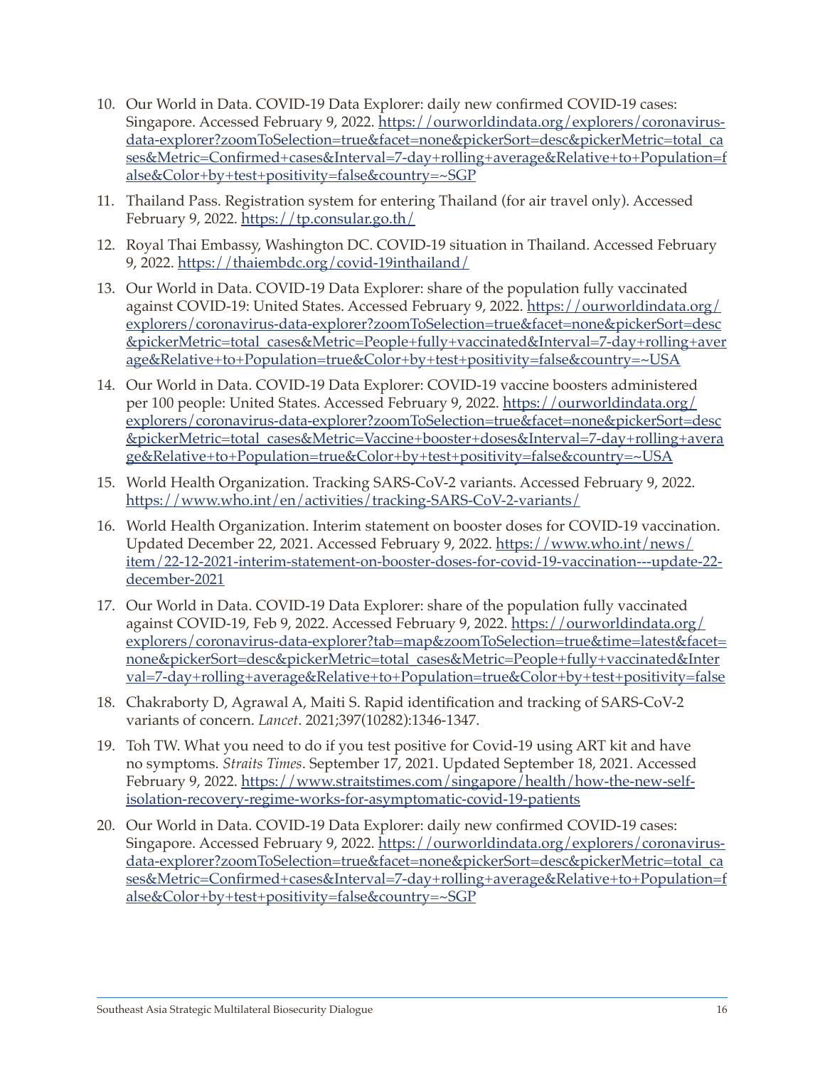10. Our World in Data. COVID-19 Data Explorer: daily new confirmed COVID-19 cases: Singapore. Accessed February 9, 2022. https://ourworldindata.org/explorers/coronavirus-data-explorer?zoomToSelection=true&facet=none&pickerSort=desc&pickerMetric=total_cases&Metric=Confirmed+cases&Interval=7-day+rolling+average&Relative+to+Population=false&Color+by+test+positivity=false&country=~SGP

11. Thailand Pass. Registration system for entering Thailand (for air travel only). Accessed February 9, 2022. https://tp.consular.go.th/

12. Royal Thai Embassy, Washington DC. COVID-19 situation in Thailand. Accessed February 9, 2022. https://thaiembdc.org/covid-19inthailand/

13. Our World in Data. COVID-19 Data Explorer: share of the population fully vaccinated against COVID-19: United States. Accessed February 9, 2022. https://ourworldindata.org/explorers/coronavirus-data-explorer?zoomToSelection=true&facet=none&pickerSort=desc&pickerMetric=total_cases&Metric=People+fully+vaccinated&Interval=7-day+rolling+average&Relative+to+Population=true&Color+by+test+positivity=false&country=~USA

14. Our World in Data. COVID-19 Data Explorer: COVID-19 vaccine boosters administered per 100 people: United States. Accessed February 9, 2022. https://ourworldindata.org/explorers/coronavirus-data-explorer?zoomToSelection=true&facet=none&pickerSort=desc&pickerMetric=total_cases&Metric=Vaccine+booster+doses&Interval=7-day+rolling+average&Relative+to+Population=true&Color+by+test+positivity=false&country=~USA

15. World Health Organization. Tracking SARS-CoV-2 variants. Accessed February 9, 2022. https://www.who.int/en/activities/tracking-SARS-CoV-2-variants/

16. World Health Organization. Interim statement on booster doses for COVID-19 vaccination. Updated December 22, 2021. Accessed February 9, 2022. https://www.who.int/news/item/22-12-2021-interim-statement-on-booster-doses-for-covid-19-vaccination---update-22-december-2021

17. Our World in Data. COVID-19 Data Explorer: share of the population fully vaccinated against COVID-19, Feb 9, 2022. Accessed February 9, 2022. https://ourworldindata.org/explorers/coronavirus-data-explorer?tab=map&zoomToSelection=true&time=latest&facet=none&pickerSort=desc&pickerMetric=total_cases&Metric=People+fully+vaccinated&Interval=7-day+rolling+average&Relative+to+Population=true&Color+by+test+positivity=false

18. Chakraborty D, Agrawal A, Maiti S. Rapid identification and tracking of SARS-CoV-2 variants of concern. *Lancet*. 2021;397(10282):1346-1347.

19. Toh TW. What you need to do if you test positive for Covid-19 using ART kit and have no symptoms. *Straits Times*. September 17, 2021. Updated September 18, 2021. Accessed February 9, 2022. https://www.straitstimes.com/singapore/health/how-the-new-self-isolation-recovery-regime-works-for-asymptomatic-covid-19-patients

20. Our World in Data. COVID-19 Data Explorer: daily new confirmed COVID-19 cases: Singapore. Accessed February 9, 2022. https://ourworldindata.org/explorers/coronavirus-data-explorer?zoomToSelection=true&facet=none&pickerSort=desc&pickerMetric=total_cases&Metric=Confirmed+cases&Interval=7-day+rolling+average&Relative+to+Population=false&Color+by+test+positivity=false&country=~SGP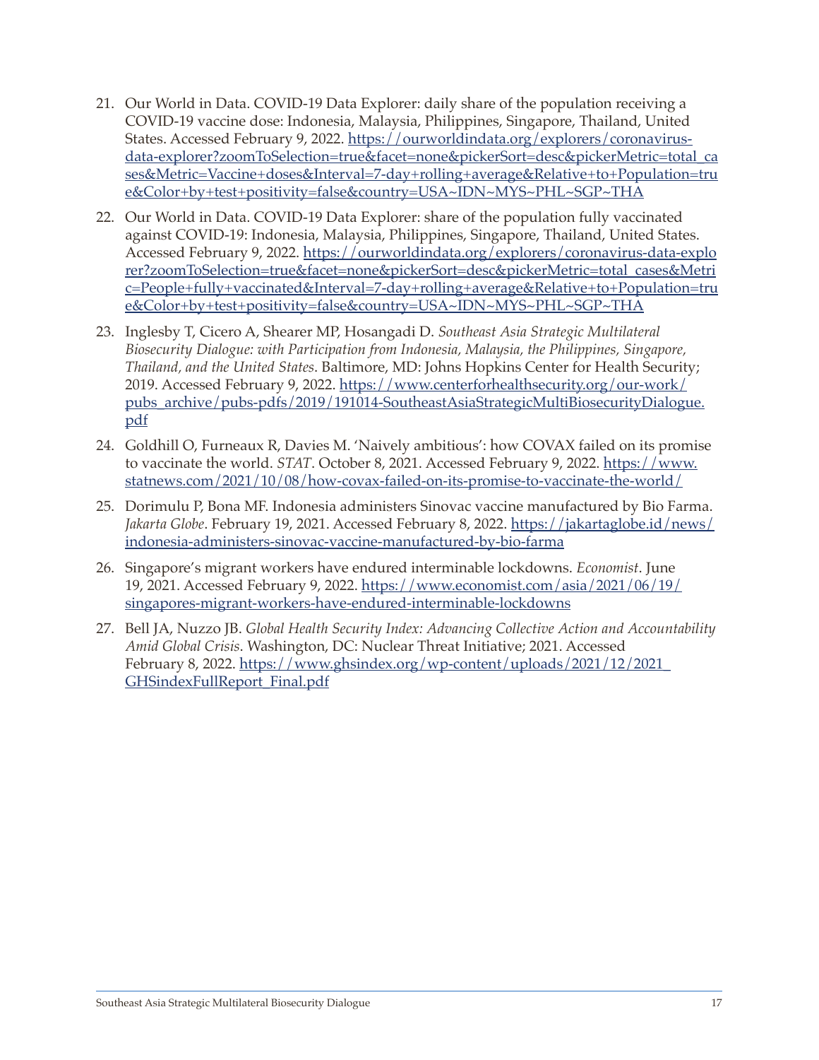21. Our World in Data. COVID-19 Data Explorer: daily share of the population receiving a COVID-19 vaccine dose: Indonesia, Malaysia, Philippines, Singapore, Thailand, United States. Accessed February 9, 2022. https://ourworldindata.org/explorers/coronavirus-data-explorer?zoomToSelection=true&facet=none&pickerSort=desc&pickerMetric=total_cases&Metric=Vaccine+doses&Interval=7-day+rolling+average&Relative+to+Population=true&Color+by+test+positivity=false&country=USA~IDN~MYS~PHL~SGP~THA

22. Our World in Data. COVID-19 Data Explorer: share of the population fully vaccinated against COVID-19: Indonesia, Malaysia, Philippines, Singapore, Thailand, United States. Accessed February 9, 2022. https://ourworldindata.org/explorers/coronavirus-data-explorer?zoomToSelection=true&facet=none&pickerSort=desc&pickerMetric=total_cases&Metric=People+fully+vaccinated&Interval=7-day+rolling+average&Relative+to+Population=true&Color+by+test+positivity=false&country=USA~IDN~MYS~PHL~SGP~THA

23. Inglesby T, Cicero A, Shearer MP, Hosangadi D. *Southeast Asia Strategic Multilateral Biosecurity Dialogue: with Participation from Indonesia, Malaysia, the Philippines, Singapore, Thailand, and the United States*. Baltimore, MD: Johns Hopkins Center for Health Security; 2019. Accessed February 9, 2022. https://www.centerforhealthsecurity.org/our-work/pubs_archive/pubs-pdfs/2019/191014-SoutheastAsiaStrategicMultiBiosecurityDialogue.pdf

24. Goldhill O, Furneaux R, Davies M. 'Naively ambitious': how COVAX failed on its promise to vaccinate the world. *STAT*. October 8, 2021. Accessed February 9, 2022. https://www.statnews.com/2021/10/08/how-covax-failed-on-its-promise-to-vaccinate-the-world/

25. Dorimulu P, Bona MF. Indonesia administers Sinovac vaccine manufactured by Bio Farma. *Jakarta Globe*. February 19, 2021. Accessed February 8, 2022. https://jakartaglobe.id/news/indonesia-administers-sinovac-vaccine-manufactured-by-bio-farma

26. Singapore's migrant workers have endured interminable lockdowns. *Economist*. June 19, 2021. Accessed February 9, 2022. https://www.economist.com/asia/2021/06/19/singapores-migrant-workers-have-endured-interminable-lockdowns

27. Bell JA, Nuzzo JB. *Global Health Security Index: Advancing Collective Action and Accountability Amid Global Crisis*. Washington, DC: Nuclear Threat Initiative; 2021. Accessed February 8, 2022. https://www.ghsindex.org/wp-content/uploads/2021/12/2021_GHSindexFullReport_Final.pdf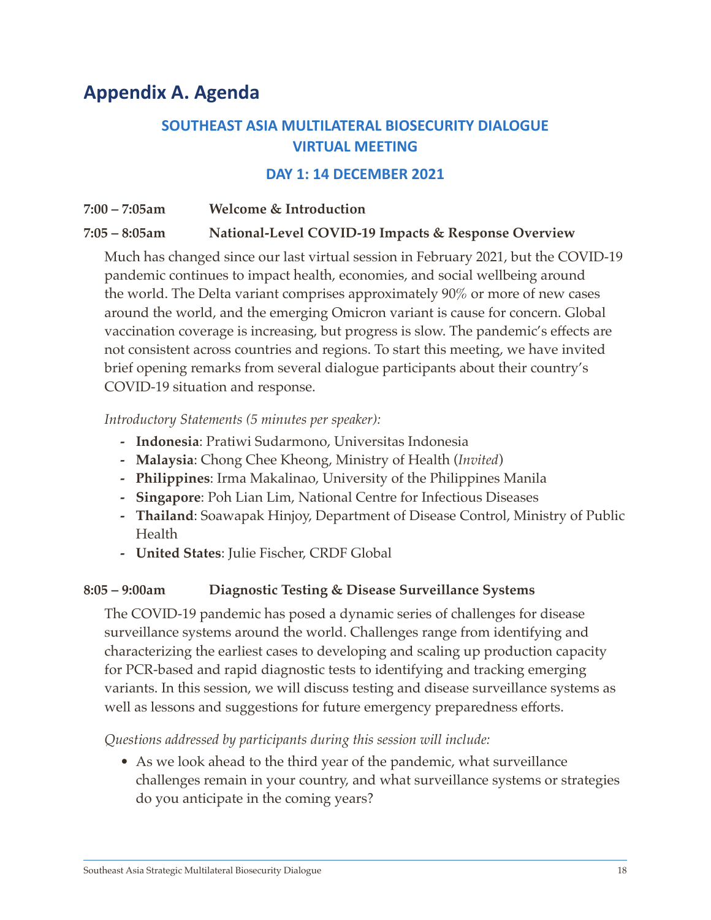# Appendix A. Agenda

## SOUTHEAST ASIA MULTILATERAL BIOSECURITY DIALOGUE VIRTUAL MEETING

### DAY 1: 14 DECEMBER 2021

**7:00 – 7:05am Welcome & Introduction**

**7:05 – 8:05am National-Level COVID-19 Impacts & Response Overview**

Much has changed since our last virtual session in February 2021, but the COVID-19 pandemic continues to impact health, economies, and social wellbeing around the world. The Delta variant comprises approximately 90% or more of new cases around the world, and the emerging Omicron variant is cause for concern. Global vaccination coverage is increasing, but progress is slow. The pandemic's effects are not consistent across countries and regions. To start this meeting, we have invited brief opening remarks from several dialogue participants about their country's COVID-19 situation and response.

*Introductory Statements (5 minutes per speaker):*

- **Indonesia**: Pratiwi Sudarmono, Universitas Indonesia
- **Malaysia**: Chong Chee Kheong, Ministry of Health (*Invited*)
- **Philippines**: Irma Makalinao, University of the Philippines Manila
- **Singapore**: Poh Lian Lim, National Centre for Infectious Diseases
- **Thailand**: Soawapak Hinjoy, Department of Disease Control, Ministry of Public Health
- **United States**: Julie Fischer, CRDF Global

**8:05 – 9:00am Diagnostic Testing & Disease Surveillance Systems**

The COVID-19 pandemic has posed a dynamic series of challenges for disease surveillance systems around the world. Challenges range from identifying and characterizing the earliest cases to developing and scaling up production capacity for PCR-based and rapid diagnostic tests to identifying and tracking emerging variants. In this session, we will discuss testing and disease surveillance systems as well as lessons and suggestions for future emergency preparedness efforts.

*Questions addressed by participants during this session will include:*

- As we look ahead to the third year of the pandemic, what surveillance challenges remain in your country, and what surveillance systems or strategies do you anticipate in the coming years?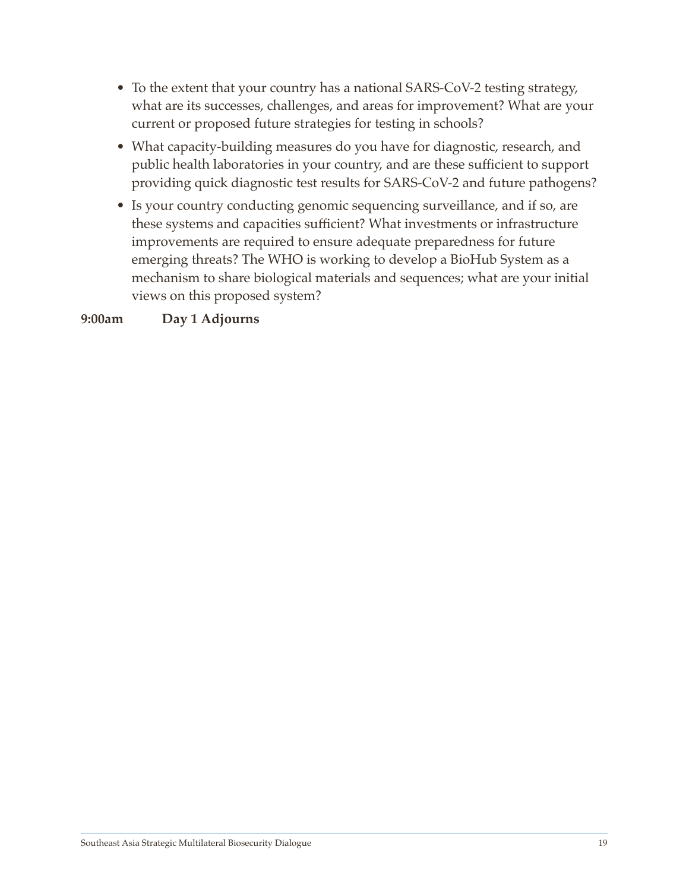- To the extent that your country has a national SARS-CoV-2 testing strategy, what are its successes, challenges, and areas for improvement? What are your current or proposed future strategies for testing in schools?
- What capacity-building measures do you have for diagnostic, research, and public health laboratories in your country, and are these sufficient to support providing quick diagnostic test results for SARS-CoV-2 and future pathogens?
- Is your country conducting genomic sequencing surveillance, and if so, are these systems and capacities sufficient? What investments or infrastructure improvements are required to ensure adequate preparedness for future emerging threats? The WHO is working to develop a BioHub System as a mechanism to share biological materials and sequences; what are your initial views on this proposed system?

**9:00am** **Day 1 Adjourns**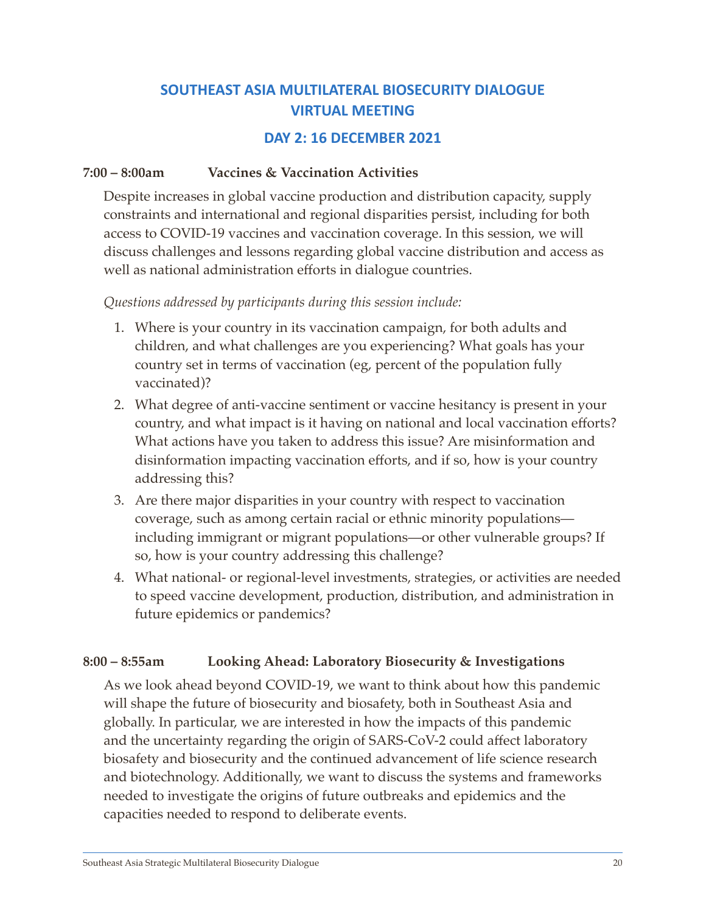## SOUTHEAST ASIA MULTILATERAL BIOSECURITY DIALOGUE VIRTUAL MEETING

### DAY 2: 16 DECEMBER 2021

**7:00 – 8:00am Vaccines & Vaccination Activities**

Despite increases in global vaccine production and distribution capacity, supply constraints and international and regional disparities persist, including for both access to COVID-19 vaccines and vaccination coverage. In this session, we will discuss challenges and lessons regarding global vaccine distribution and access as well as national administration efforts in dialogue countries.

*Questions addressed by participants during this session include:*

1. Where is your country in its vaccination campaign, for both adults and children, and what challenges are you experiencing? What goals has your country set in terms of vaccination (eg, percent of the population fully vaccinated)?
2. What degree of anti-vaccine sentiment or vaccine hesitancy is present in your country, and what impact is it having on national and local vaccination efforts? What actions have you taken to address this issue? Are misinformation and disinformation impacting vaccination efforts, and if so, how is your country addressing this?
3. Are there major disparities in your country with respect to vaccination coverage, such as among certain racial or ethnic minority populations—including immigrant or migrant populations—or other vulnerable groups? If so, how is your country addressing this challenge?
4. What national- or regional-level investments, strategies, or activities are needed to speed vaccine development, production, distribution, and administration in future epidemics or pandemics?

**8:00 – 8:55am Looking Ahead: Laboratory Biosecurity & Investigations**

As we look ahead beyond COVID-19, we want to think about how this pandemic will shape the future of biosecurity and biosafety, both in Southeast Asia and globally. In particular, we are interested in how the impacts of this pandemic and the uncertainty regarding the origin of SARS-CoV-2 could affect laboratory biosafety and biosecurity and the continued advancement of life science research and biotechnology. Additionally, we want to discuss the systems and frameworks needed to investigate the origins of future outbreaks and epidemics and the capacities needed to respond to deliberate events.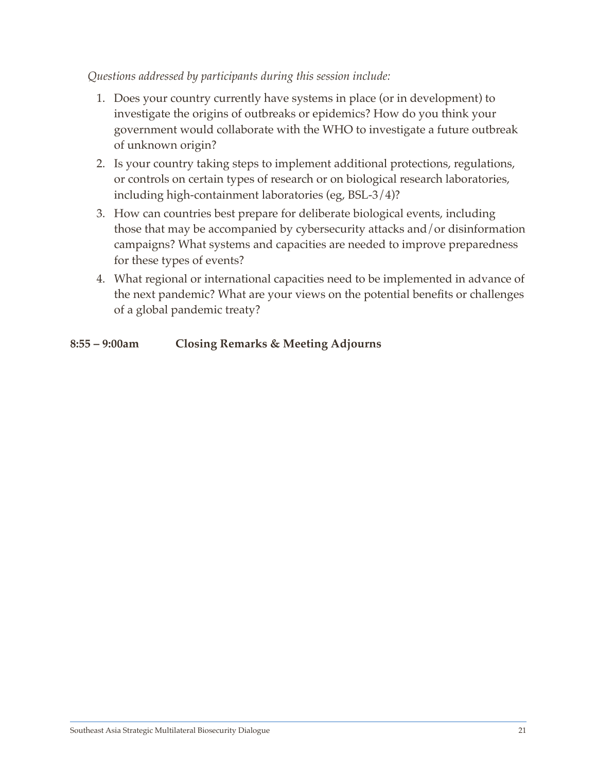*Questions addressed by participants during this session include:*

1. Does your country currently have systems in place (or in development) to investigate the origins of outbreaks or epidemics? How do you think your government would collaborate with the WHO to investigate a future outbreak of unknown origin?
2. Is your country taking steps to implement additional protections, regulations, or controls on certain types of research or on biological research laboratories, including high-containment laboratories (eg, BSL-3/4)?
3. How can countries best prepare for deliberate biological events, including those that may be accompanied by cybersecurity attacks and/or disinformation campaigns? What systems and capacities are needed to improve preparedness for these types of events?
4. What regional or international capacities need to be implemented in advance of the next pandemic? What are your views on the potential benefits or challenges of a global pandemic treaty?

**8:55 – 9:00am Closing Remarks & Meeting Adjourns**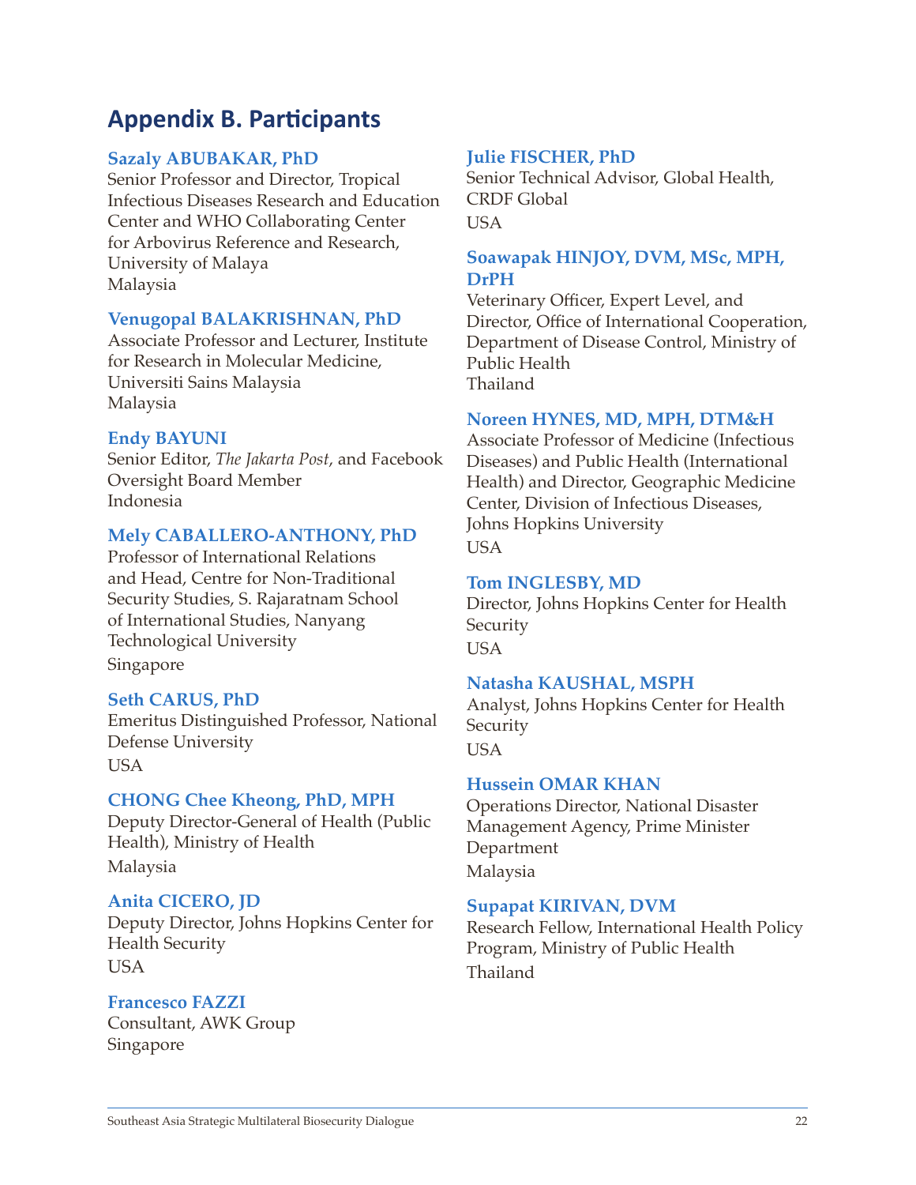## Appendix B. Participants

**Sazaly ABUBAKAR, PhD**
Senior Professor and Director, Tropical Infectious Diseases Research and Education Center and WHO Collaborating Center for Arbovirus Reference and Research, University of Malaya
Malaysia

**Venugopal BALAKRISHNAN, PhD**
Associate Professor and Lecturer, Institute for Research in Molecular Medicine, Universiti Sains Malaysia
Malaysia

**Endy BAYUNI**
Senior Editor, *The Jakarta Post*, and Facebook Oversight Board Member
Indonesia

**Mely CABALLERO-ANTHONY, PhD**
Professor of International Relations and Head, Centre for Non-Traditional Security Studies, S. Rajaratnam School of International Studies, Nanyang Technological University
Singapore

**Seth CARUS, PhD**
Emeritus Distinguished Professor, National Defense University
USA

**CHONG Chee Kheong, PhD, MPH**
Deputy Director-General of Health (Public Health), Ministry of Health
Malaysia

**Anita CICERO, JD**
Deputy Director, Johns Hopkins Center for Health Security
USA

**Francesco FAZZI**
Consultant, AWK Group
Singapore

**Julie FISCHER, PhD**
Senior Technical Advisor, Global Health, CRDF Global
USA

**Soawapak HINJOY, DVM, MSc, MPH, DrPH**
Veterinary Officer, Expert Level, and Director, Office of International Cooperation, Department of Disease Control, Ministry of Public Health
Thailand

**Noreen HYNES, MD, MPH, DTM&H**
Associate Professor of Medicine (Infectious Diseases) and Public Health (International Health) and Director, Geographic Medicine Center, Division of Infectious Diseases, Johns Hopkins University
USA

**Tom INGLESBY, MD**
Director, Johns Hopkins Center for Health Security
USA

**Natasha KAUSHAL, MSPH**
Analyst, Johns Hopkins Center for Health Security
USA

**Hussein OMAR KHAN**
Operations Director, National Disaster Management Agency, Prime Minister Department
Malaysia

**Supapat KIRIVAN, DVM**
Research Fellow, International Health Policy Program, Ministry of Public Health
Thailand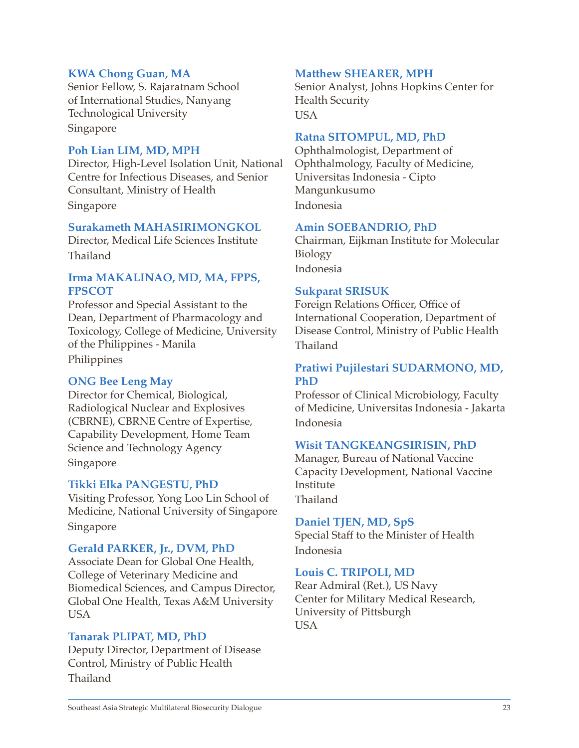**KWA Chong Guan, MA**
Senior Fellow, S. Rajaratnam School of International Studies, Nanyang Technological University
Singapore

**Poh Lian LIM, MD, MPH**
Director, High-Level Isolation Unit, National Centre for Infectious Diseases, and Senior Consultant, Ministry of Health
Singapore

**Surakameth MAHASIRIMONGKOL**
Director, Medical Life Sciences Institute
Thailand

**Irma MAKALINAO, MD, MA, FPPS, FPSCOT**
Professor and Special Assistant to the Dean, Department of Pharmacology and Toxicology, College of Medicine, University of the Philippines - Manila
Philippines

**ONG Bee Leng May**
Director for Chemical, Biological, Radiological Nuclear and Explosives (CBRNE), CBRNE Centre of Expertise, Capability Development, Home Team Science and Technology Agency
Singapore

**Tikki Elka PANGESTU, PhD**
Visiting Professor, Yong Loo Lin School of Medicine, National University of Singapore
Singapore

**Gerald PARKER, Jr., DVM, PhD**
Associate Dean for Global One Health, College of Veterinary Medicine and Biomedical Sciences, and Campus Director, Global One Health, Texas A&M University
USA

**Tanarak PLIPAT, MD, PhD**
Deputy Director, Department of Disease Control, Ministry of Public Health
Thailand

**Matthew SHEARER, MPH**
Senior Analyst, Johns Hopkins Center for Health Security
USA

**Ratna SITOMPUL, MD, PhD**
Ophthalmologist, Department of Ophthalmology, Faculty of Medicine, Universitas Indonesia - Cipto Mangunkusumo
Indonesia

**Amin SOEBANDRIO, PhD**
Chairman, Eijkman Institute for Molecular Biology
Indonesia

**Sukparat SRISUK**
Foreign Relations Officer, Office of International Cooperation, Department of Disease Control, Ministry of Public Health
Thailand

**Pratiwi Pujilestari SUDARMONO, MD, PhD**
Professor of Clinical Microbiology, Faculty of Medicine, Universitas Indonesia - Jakarta
Indonesia

**Wisit TANGKEANGSIRISIN, PhD**
Manager, Bureau of National Vaccine Capacity Development, National Vaccine Institute
Thailand

**Daniel TJEN, MD, SpS**
Special Staff to the Minister of Health
Indonesia

**Louis C. TRIPOLI, MD**
Rear Admiral (Ret.), US Navy
Center for Military Medical Research, University of Pittsburgh
USA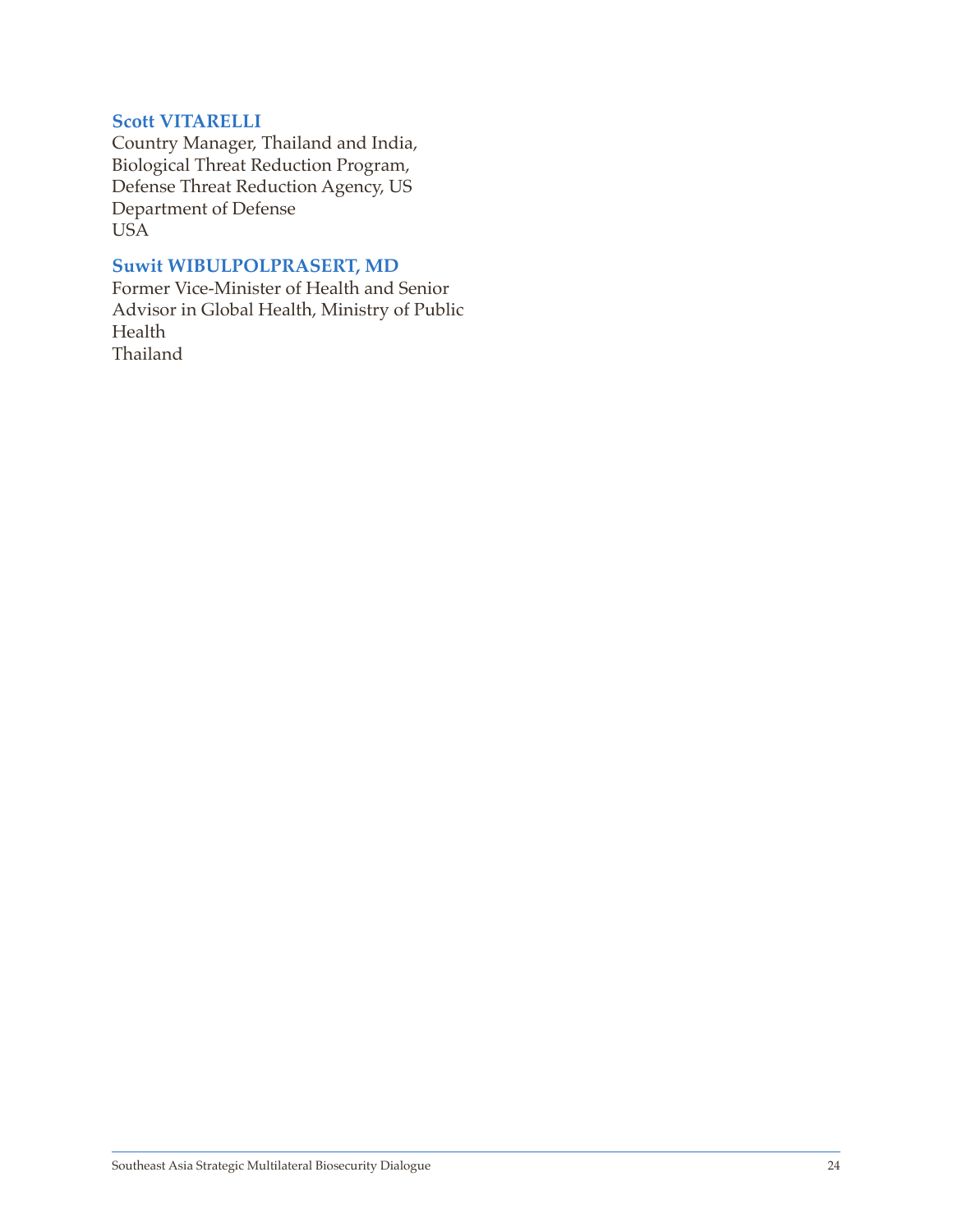**Scott VITARELLI**
Country Manager, Thailand and India,
Biological Threat Reduction Program,
Defense Threat Reduction Agency, US
Department of Defense
USA

**Suwit WIBULPOLPRASERT, MD**
Former Vice-Minister of Health and Senior
Advisor in Global Health, Ministry of Public
Health
Thailand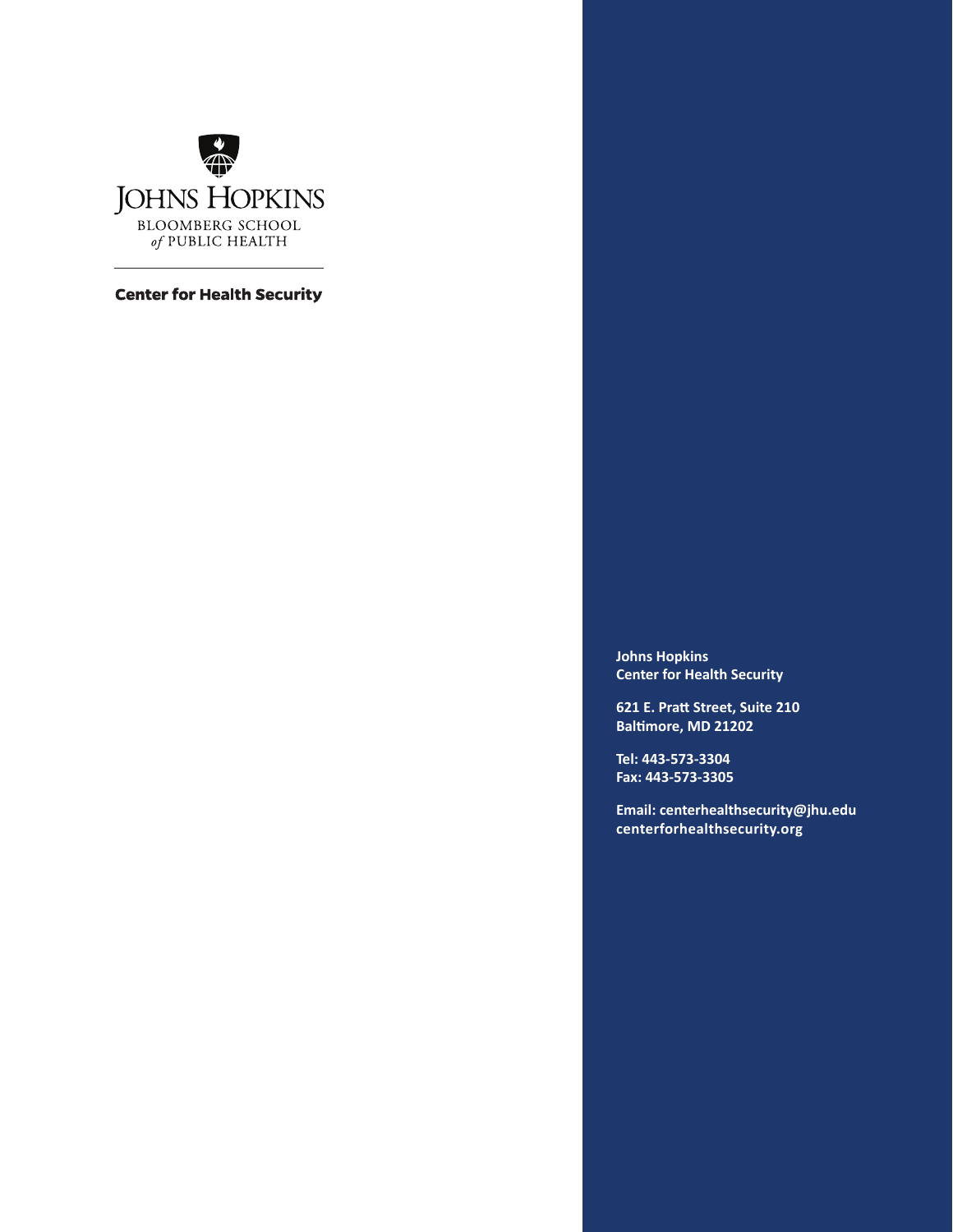JOHNS HOPKINS

BLOOMBERG SCHOOL
*of* PUBLIC HEALTH

**Center for Health Security**

**Johns Hopkins**
**Center for Health Security**

**621 E. Pratt Street, Suite 210**
**Baltimore, MD 21202**

**Tel: 443-573-3304**
**Fax: 443-573-3305**

**Email: centerhealthsecurity@jhu.edu**
**centerforhealthsecurity.org**